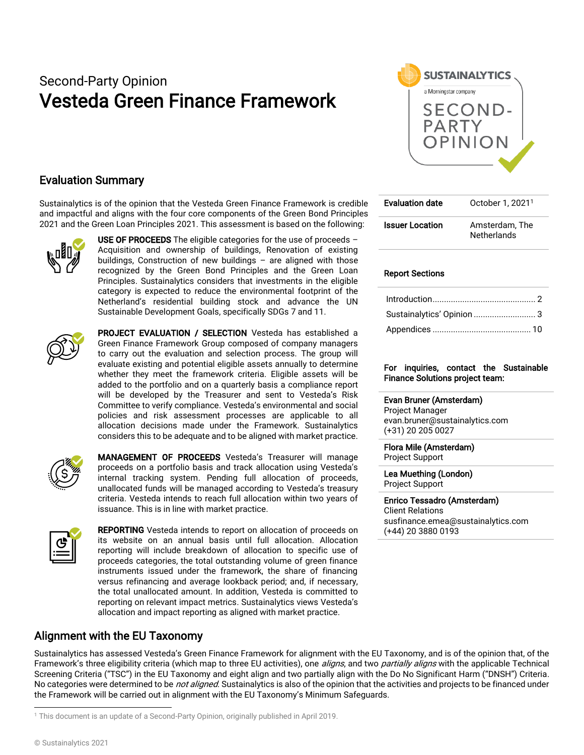Second-Party Opinion

# Vesteda Green Finance Framework

## Evaluation Summary

Sustainalytics is of the opinion that the Vesteda Green Finance Framework is credible and impactful and aligns with the four core components of the Green Bond Principles 2021 and the Green Loan Principles 2021. This assessment is based on the following:

**USE OF PROCEEDS** The eligible categories for the use of proceeds – Acquisition and ownership of buildings, Renovation of existing buildings, Construction of new buildings – are aligned with those recognized by the Green Bond Principles and the Green Loan Principles. Sustainalytics considers that investments in the eligible category is expected to reduce the environmental footprint of the Netherland's residential building stock and advance the UN Sustainable Development Goals, specifically SDGs 7 and 11.

**PROJECT EVALUATION / SELECTION** Vesteda has established a Green Finance Framework Group composed of company managers to carry out the evaluation and selection process. The group will evaluate existing and potential eligible assets annually to determine whether they meet the framework criteria. Eligible assets will be added to the portfolio and on a quarterly basis a compliance report will be developed by the Treasurer and sent to Vesteda's Risk Committee to verify compliance. Vesteda's environmental and social policies and risk assessment processes are applicable to all allocation decisions made under the Framework. Sustainalytics considers this to be adequate and to be aligned with market practice.

**MANAGEMENT OF PROCEEDS** Vesteda's Treasurer will manage proceeds on a portfolio basis and track allocation using Vesteda's internal tracking system. Pending full allocation of proceeds, unallocated funds will be managed according to Vesteda's treasury criteria. Vesteda intends to reach full allocation within two years of issuance. This is in line with market practice.

**REPORTING** Vesteda intends to report on allocation of proceeds on its website on an annual basis until full allocation. Allocation reporting will include breakdown of allocation to specific use of proceeds categories, the total outstanding volume of green finance instruments issued under the framework, the share of financing versus refinancing and average lookback period; and, if necessary, the total unallocated amount. In addition, Vesteda is committed to reporting on relevant impact metrics. Sustainalytics views Vesteda's allocation and impact reporting as aligned with market practice.

| | |
|---|---|
| **Evaluation date** | October 1, 2021[1] |
| **Issuer Location** | Amsterdam, The Netherlands |

**Report Sections**

- Introduction ... 2
- Sustainalytics' Opinion ... 3
- Appendices ... 10

**For inquiries, contact the Sustainable Finance Solutions project team:**

**Evan Bruner (Amsterdam)**
Project Manager
evan.bruner@sustainalytics.com
(+31) 20 205 0027

**Flora Mile (Amsterdam)**
Project Support

**Lea Muething (London)**
Project Support

**Enrico Tessadro (Amsterdam)**
Client Relations
susfinance.emea@sustainalytics.com
(+44) 20 3880 0193

## Alignment with the EU Taxonomy

Sustainalytics has assessed Vesteda's Green Finance Framework for alignment with the EU Taxonomy, and is of the opinion that, of the Framework's three eligibility criteria (which map to three EU activities), one *aligns*, and two *partially aligns* with the applicable Technical Screening Criteria ("TSC") in the EU Taxonomy and eight align and two partially align with the Do No Significant Harm ("DNSH") Criteria. No categories were determined to be *not aligned*. Sustainalytics is also of the opinion that the activities and projects to be financed under the Framework will be carried out in alignment with the EU Taxonomy's Minimum Safeguards.

[1] This document is an update of a Second-Party Opinion, originally published in April 2019.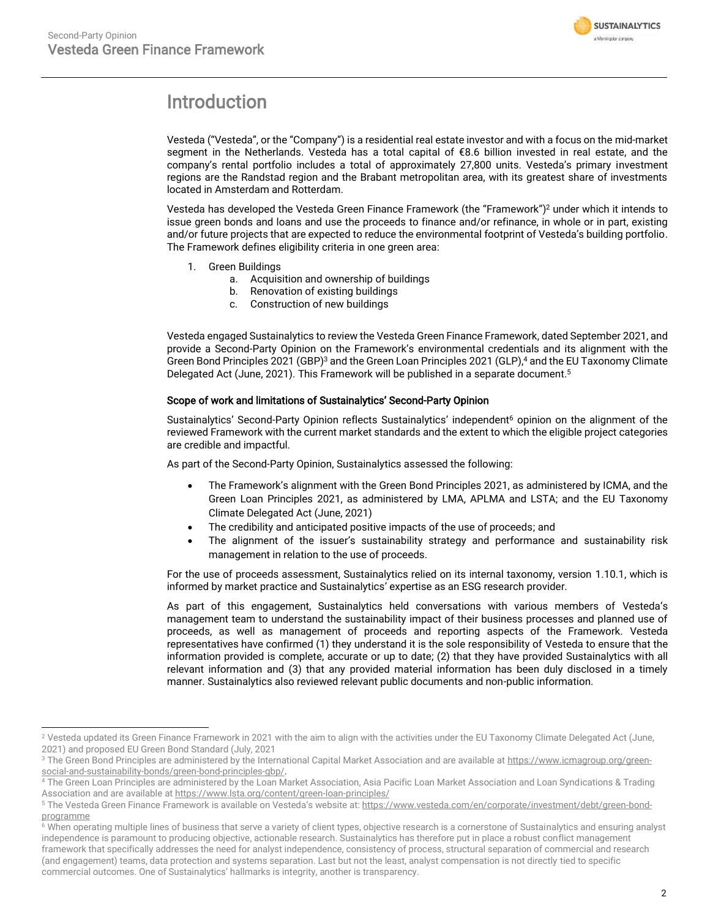# Introduction

Vesteda ("Vesteda", or the "Company") is a residential real estate investor and with a focus on the mid-market segment in the Netherlands. Vesteda has a total capital of €8.6 billion invested in real estate, and the company's rental portfolio includes a total of approximately 27,800 units. Vesteda's primary investment regions are the Randstad region and the Brabant metropolitan area, with its greatest share of investments located in Amsterdam and Rotterdam.

Vesteda has developed the Vesteda Green Finance Framework (the "Framework")[2] under which it intends to issue green bonds and loans and use the proceeds to finance and/or refinance, in whole or in part, existing and/or future projects that are expected to reduce the environmental footprint of Vesteda's building portfolio. The Framework defines eligibility criteria in one green area:

1. Green Buildings
    a. Acquisition and ownership of buildings
    b. Renovation of existing buildings
    c. Construction of new buildings

Vesteda engaged Sustainalytics to review the Vesteda Green Finance Framework, dated September 2021, and provide a Second-Party Opinion on the Framework's environmental credentials and its alignment with the Green Bond Principles 2021 (GBP)[3] and the Green Loan Principles 2021 (GLP),[4] and the EU Taxonomy Climate Delegated Act (June, 2021). This Framework will be published in a separate document.[5]

### Scope of work and limitations of Sustainalytics' Second-Party Opinion

Sustainalytics' Second-Party Opinion reflects Sustainalytics' independent[6] opinion on the alignment of the reviewed Framework with the current market standards and the extent to which the eligible project categories are credible and impactful.

As part of the Second-Party Opinion, Sustainalytics assessed the following:

- The Framework's alignment with the Green Bond Principles 2021, as administered by ICMA, and the Green Loan Principles 2021, as administered by LMA, APLMA and LSTA; and the EU Taxonomy Climate Delegated Act (June, 2021)
- The credibility and anticipated positive impacts of the use of proceeds; and
- The alignment of the issuer's sustainability strategy and performance and sustainability risk management in relation to the use of proceeds.

For the use of proceeds assessment, Sustainalytics relied on its internal taxonomy, version 1.10.1, which is informed by market practice and Sustainalytics' expertise as an ESG research provider.

As part of this engagement, Sustainalytics held conversations with various members of Vesteda's management team to understand the sustainability impact of their business processes and planned use of proceeds, as well as management of proceeds and reporting aspects of the Framework. Vesteda representatives have confirmed (1) they understand it is the sole responsibility of Vesteda to ensure that the information provided is complete, accurate or up to date; (2) that they have provided Sustainalytics with all relevant information and (3) that any provided material information has been duly disclosed in a timely manner. Sustainalytics also reviewed relevant public documents and non-public information.

---

[2] Vesteda updated its Green Finance Framework in 2021 with the aim to align with the activities under the EU Taxonomy Climate Delegated Act (June, 2021) and proposed EU Green Bond Standard (July, 2021

[3] The Green Bond Principles are administered by the International Capital Market Association and are available at https://www.icmagroup.org/green-social-and-sustainability-bonds/green-bond-principles-gbp/.

[4] The Green Loan Principles are administered by the Loan Market Association, Asia Pacific Loan Market Association and Loan Syndications & Trading Association and are available at https://www.lsta.org/content/green-loan-principles/

[5] The Vesteda Green Finance Framework is available on Vesteda's website at: https://www.vesteda.com/en/corporate/investment/debt/green-bond-programme

[6] When operating multiple lines of business that serve a variety of client types, objective research is a cornerstone of Sustainalytics and ensuring analyst independence is paramount to producing objective, actionable research. Sustainalytics has therefore put in place a robust conflict management framework that specifically addresses the need for analyst independence, consistency of process, structural separation of commercial and research (and engagement) teams, data protection and systems separation. Last but not the least, analyst compensation is not directly tied to specific commercial outcomes. One of Sustainalytics' hallmarks is integrity, another is transparency.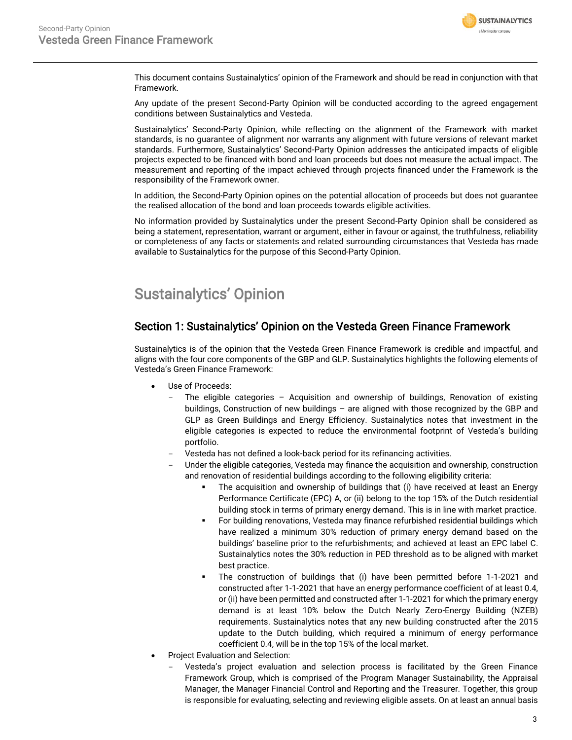This document contains Sustainalytics' opinion of the Framework and should be read in conjunction with that Framework.

Any update of the present Second-Party Opinion will be conducted according to the agreed engagement conditions between Sustainalytics and Vesteda.

Sustainalytics' Second-Party Opinion, while reflecting on the alignment of the Framework with market standards, is no guarantee of alignment nor warrants any alignment with future versions of relevant market standards. Furthermore, Sustainalytics' Second-Party Opinion addresses the anticipated impacts of eligible projects expected to be financed with bond and loan proceeds but does not measure the actual impact. The measurement and reporting of the impact achieved through projects financed under the Framework is the responsibility of the Framework owner.

In addition, the Second-Party Opinion opines on the potential allocation of proceeds but does not guarantee the realised allocation of the bond and loan proceeds towards eligible activities.

No information provided by Sustainalytics under the present Second-Party Opinion shall be considered as being a statement, representation, warrant or argument, either in favour or against, the truthfulness, reliability or completeness of any facts or statements and related surrounding circumstances that Vesteda has made available to Sustainalytics for the purpose of this Second-Party Opinion.

# Sustainalytics' Opinion

## Section 1: Sustainalytics' Opinion on the Vesteda Green Finance Framework

Sustainalytics is of the opinion that the Vesteda Green Finance Framework is credible and impactful, and aligns with the four core components of the GBP and GLP. Sustainalytics highlights the following elements of Vesteda's Green Finance Framework:

- Use of Proceeds:
  - The eligible categories – Acquisition and ownership of buildings, Renovation of existing buildings, Construction of new buildings – are aligned with those recognized by the GBP and GLP as Green Buildings and Energy Efficiency. Sustainalytics notes that investment in the eligible categories is expected to reduce the environmental footprint of Vesteda's building portfolio.
  - Vesteda has not defined a look-back period for its refinancing activities.
  - Under the eligible categories, Vesteda may finance the acquisition and ownership, construction and renovation of residential buildings according to the following eligibility criteria:
    - The acquisition and ownership of buildings that (i) have received at least an Energy Performance Certificate (EPC) A, or (ii) belong to the top 15% of the Dutch residential building stock in terms of primary energy demand. This is in line with market practice.
    - For building renovations, Vesteda may finance refurbished residential buildings which have realized a minimum 30% reduction of primary energy demand based on the buildings' baseline prior to the refurbishments; and achieved at least an EPC label C. Sustainalytics notes the 30% reduction in PED threshold as to be aligned with market best practice.
    - The construction of buildings that (i) have been permitted before 1-1-2021 and constructed after 1-1-2021 that have an energy performance coefficient of at least 0.4, or (ii) have been permitted and constructed after 1-1-2021 for which the primary energy demand is at least 10% below the Dutch Nearly Zero-Energy Building (NZEB) requirements. Sustainalytics notes that any new building constructed after the 2015 update to the Dutch building, which required a minimum of energy performance coefficient 0.4, will be in the top 15% of the local market.
- Project Evaluation and Selection:
  - Vesteda's project evaluation and selection process is facilitated by the Green Finance Framework Group, which is comprised of the Program Manager Sustainability, the Appraisal Manager, the Manager Financial Control and Reporting and the Treasurer. Together, this group is responsible for evaluating, selecting and reviewing eligible assets. On at least an annual basis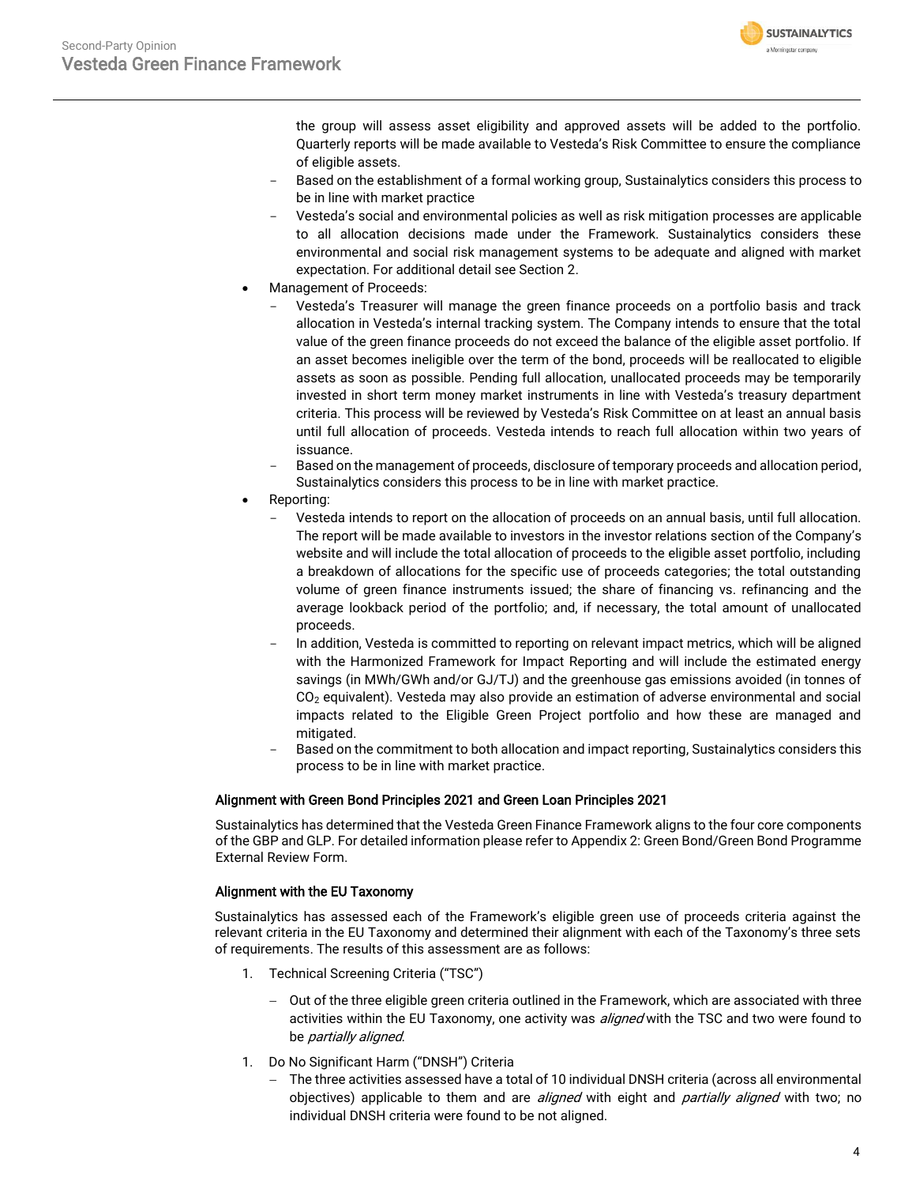the group will assess asset eligibility and approved assets will be added to the portfolio. Quarterly reports will be made available to Vesteda's Risk Committee to ensure the compliance of eligible assets.
    - Based on the establishment of a formal working group, Sustainalytics considers this process to be in line with market practice
    - Vesteda's social and environmental policies as well as risk mitigation processes are applicable to all allocation decisions made under the Framework. Sustainalytics considers these environmental and social risk management systems to be adequate and aligned with market expectation. For additional detail see Section 2.
- Management of Proceeds:
    - Vesteda's Treasurer will manage the green finance proceeds on a portfolio basis and track allocation in Vesteda's internal tracking system. The Company intends to ensure that the total value of the green finance proceeds do not exceed the balance of the eligible asset portfolio. If an asset becomes ineligible over the term of the bond, proceeds will be reallocated to eligible assets as soon as possible. Pending full allocation, unallocated proceeds may be temporarily invested in short term money market instruments in line with Vesteda's treasury department criteria. This process will be reviewed by Vesteda's Risk Committee on at least an annual basis until full allocation of proceeds. Vesteda intends to reach full allocation within two years of issuance.
    - Based on the management of proceeds, disclosure of temporary proceeds and allocation period, Sustainalytics considers this process to be in line with market practice.
- Reporting:
    - Vesteda intends to report on the allocation of proceeds on an annual basis, until full allocation. The report will be made available to investors in the investor relations section of the Company's website and will include the total allocation of proceeds to the eligible asset portfolio, including a breakdown of allocations for the specific use of proceeds categories; the total outstanding volume of green finance instruments issued; the share of financing vs. refinancing and the average lookback period of the portfolio; and, if necessary, the total amount of unallocated proceeds.
    - In addition, Vesteda is committed to reporting on relevant impact metrics, which will be aligned with the Harmonized Framework for Impact Reporting and will include the estimated energy savings (in MWh/GWh and/or GJ/TJ) and the greenhouse gas emissions avoided (in tonnes of $CO_2$ equivalent). Vesteda may also provide an estimation of adverse environmental and social impacts related to the Eligible Green Project portfolio and how these are managed and mitigated.
    - Based on the commitment to both allocation and impact reporting, Sustainalytics considers this process to be in line with market practice.

### Alignment with Green Bond Principles 2021 and Green Loan Principles 2021

Sustainalytics has determined that the Vesteda Green Finance Framework aligns to the four core components of the GBP and GLP. For detailed information please refer to Appendix 2: Green Bond/Green Bond Programme External Review Form.

### Alignment with the EU Taxonomy

Sustainalytics has assessed each of the Framework's eligible green use of proceeds criteria against the relevant criteria in the EU Taxonomy and determined their alignment with each of the Taxonomy's three sets of requirements. The results of this assessment are as follows:

1. Technical Screening Criteria ("TSC")
    - Out of the three eligible green criteria outlined in the Framework, which are associated with three activities within the EU Taxonomy, one activity was *aligned* with the TSC and two were found to be *partially aligned*.
1. Do No Significant Harm ("DNSH") Criteria
    - The three activities assessed have a total of 10 individual DNSH criteria (across all environmental objectives) applicable to them and are *aligned* with eight and *partially aligned* with two; no individual DNSH criteria were found to be not aligned.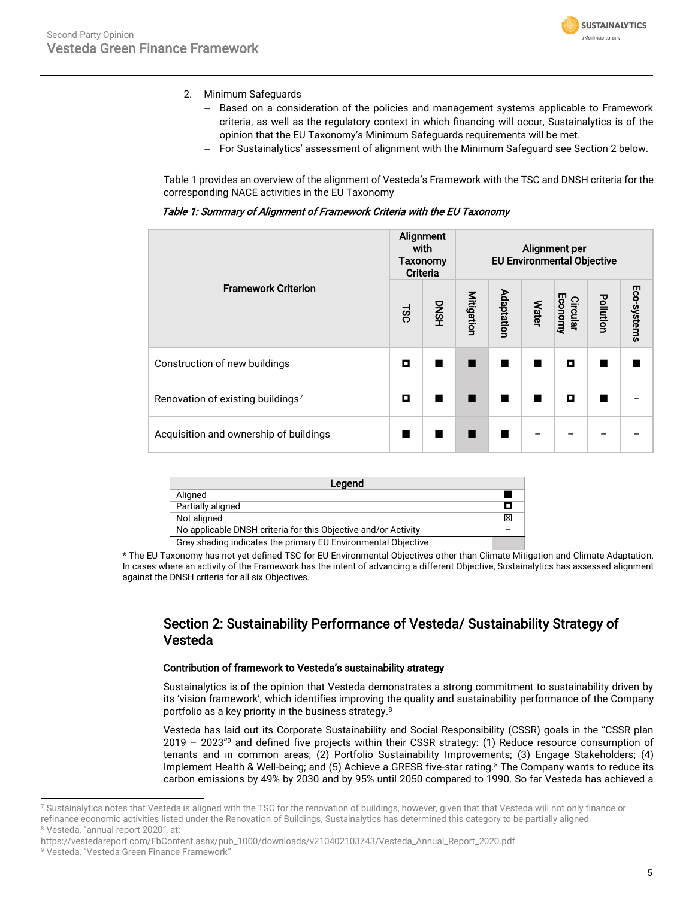2. Minimum Safeguards
   - Based on a consideration of the policies and management systems applicable to Framework criteria, as well as the regulatory context in which financing will occur, Sustainalytics is of the opinion that the EU Taxonomy's Minimum Safeguards requirements will be met.
   - For Sustainalytics' assessment of alignment with the Minimum Safeguard see Section 2 below.

Table 1 provides an overview of the alignment of Vesteda's Framework with the TSC and DNSH criteria for the corresponding NACE activities in the EU Taxonomy

*Table 1: Summary of Alignment of Framework Criteria with the EU Taxonomy*

| Framework Criterion | Alignment with Taxonomy Criteria | | Alignment per EU Environmental Objective | | | | | |
|---|---|---|---|---|---|---|---|---|
| | TSC | DNSH | Mitigation | Adaptation | Water | Circular Economy | Pollution | Eco-systems |
| Construction of new buildings | ◘ | ■ | ■ | ■ | ■ | ◘ | ■ | ■ |
| Renovation of existing buildings[7] | ◘ | ■ | ■ | ■ | ■ | ◘ | ■ | – |
| Acquisition and ownership of buildings | ■ | ■ | ■ | ■ | – | – | – | – |

| Legend | |
|---|---|
| Aligned | ■ |
| Partially aligned | ◘ |
| Not aligned | ☒ |
| No applicable DNSH criteria for this Objective and/or Activity | – |
| Grey shading indicates the primary EU Environmental Objective | |

* The EU Taxonomy has not yet defined TSC for EU Environmental Objectives other than Climate Mitigation and Climate Adaptation. In cases where an activity of the Framework has the intent of advancing a different Objective, Sustainalytics has assessed alignment against the DNSH criteria for all six Objectives.

## Section 2: Sustainability Performance of Vesteda/ Sustainability Strategy of Vesteda

### Contribution of framework to Vesteda's sustainability strategy

Sustainalytics is of the opinion that Vesteda demonstrates a strong commitment to sustainability driven by its 'vision framework', which identifies improving the quality and sustainability performance of the Company portfolio as a key priority in the business strategy.[8]

Vesteda has laid out its Corporate Sustainability and Social Responsibility (CSSR) goals in the "CSSR plan 2019 – 2023"[9] and defined five projects within their CSSR strategy: (1) Reduce resource consumption of tenants and in common areas; (2) Portfolio Sustainability Improvements; (3) Engage Stakeholders; (4) Implement Health & Well-being; and (5) Achieve a GRESB five-star rating.[8] The Company wants to reduce its carbon emissions by 49% by 2030 and by 95% until 2050 compared to 1990. So far Vesteda has achieved a

---

[7] Sustainalytics notes that Vesteda is aligned with the TSC for the renovation of buildings, however, given that that Vesteda will not only finance or refinance economic activities listed under the Renovation of Buildings, Sustainalytics has determined this category to be partially aligned.

[8] Vesteda, "annual report 2020", at: https://vestedareport.com/FbContent.ashx/pub_1000/downloads/v210402103743/Vesteda_Annual_Report_2020.pdf

[9] Vesteda, "Vesteda Green Finance Framework"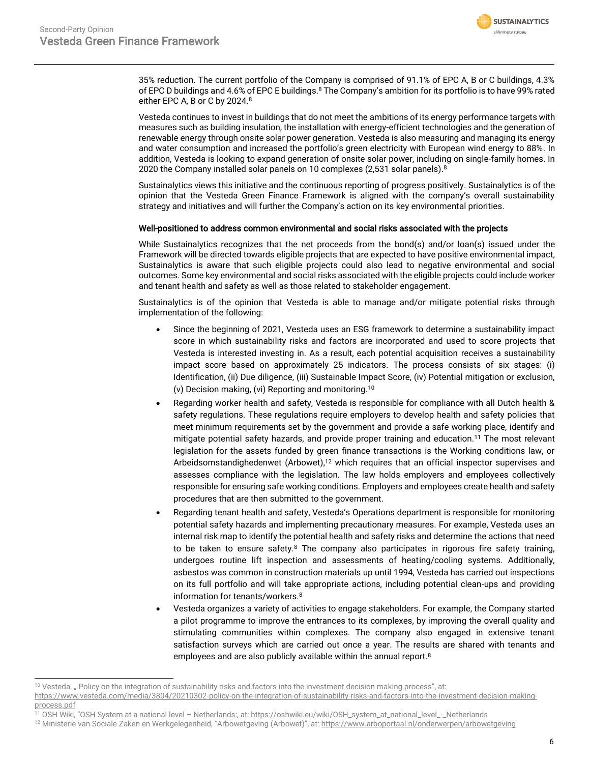35% reduction. The current portfolio of the Company is comprised of 91.1% of EPC A, B or C buildings, 4.3% of EPC D buildings and 4.6% of EPC E buildings.[8] The Company's ambition for its portfolio is to have 99% rated either EPC A, B or C by 2024.[8]

Vesteda continues to invest in buildings that do not meet the ambitions of its energy performance targets with measures such as building insulation, the installation with energy-efficient technologies and the generation of renewable energy through onsite solar power generation. Vesteda is also measuring and managing its energy and water consumption and increased the portfolio's green electricity with European wind energy to 88%. In addition, Vesteda is looking to expand generation of onsite solar power, including on single-family homes. In 2020 the Company installed solar panels on 10 complexes (2,531 solar panels).[8]

Sustainalytics views this initiative and the continuous reporting of progress positively. Sustainalytics is of the opinion that the Vesteda Green Finance Framework is aligned with the company's overall sustainability strategy and initiatives and will further the Company's action on its key environmental priorities.

### Well-positioned to address common environmental and social risks associated with the projects

While Sustainalytics recognizes that the net proceeds from the bond(s) and/or loan(s) issued under the Framework will be directed towards eligible projects that are expected to have positive environmental impact, Sustainalytics is aware that such eligible projects could also lead to negative environmental and social outcomes. Some key environmental and social risks associated with the eligible projects could include worker and tenant health and safety as well as those related to stakeholder engagement.

Sustainalytics is of the opinion that Vesteda is able to manage and/or mitigate potential risks through implementation of the following:

- Since the beginning of 2021, Vesteda uses an ESG framework to determine a sustainability impact score in which sustainability risks and factors are incorporated and used to score projects that Vesteda is interested investing in. As a result, each potential acquisition receives a sustainability impact score based on approximately 25 indicators. The process consists of six stages: (i) Identification, (ii) Due diligence, (iii) Sustainable Impact Score, (iv) Potential mitigation or exclusion, (v) Decision making, (vi) Reporting and monitoring.[10]
- Regarding worker health and safety, Vesteda is responsible for compliance with all Dutch health & safety regulations. These regulations require employers to develop health and safety policies that meet minimum requirements set by the government and provide a safe working place, identify and mitigate potential safety hazards, and provide proper training and education.[11] The most relevant legislation for the assets funded by green finance transactions is the Working conditions law, or Arbeidsomstandighedenwet (Arbowet),[12] which requires that an official inspector supervises and assesses compliance with the legislation. The law holds employers and employees collectively responsible for ensuring safe working conditions. Employers and employees create health and safety procedures that are then submitted to the government.
- Regarding tenant health and safety, Vesteda's Operations department is responsible for monitoring potential safety hazards and implementing precautionary measures. For example, Vesteda uses an internal risk map to identify the potential health and safety risks and determine the actions that need to be taken to ensure safety.[8] The company also participates in rigorous fire safety training, undergoes routine lift inspection and assessments of heating/cooling systems. Additionally, asbestos was common in construction materials up until 1994, Vesteda has carried out inspections on its full portfolio and will take appropriate actions, including potential clean-ups and providing information for tenants/workers.[8]
- Vesteda organizes a variety of activities to engage stakeholders. For example, the Company started a pilot programme to improve the entrances to its complexes, by improving the overall quality and stimulating communities within complexes. The company also engaged in extensive tenant satisfaction surveys which are carried out once a year. The results are shared with tenants and employees and are also publicly available within the annual report.[8]

---

[10] Vesteda, „ Policy on the integration of sustainability risks and factors into the investment decision making process", at: https://www.vesteda.com/media/3804/20210302-policy-on-the-integration-of-sustainability-risks-and-factors-into-the-investment-decision-making-process.pdf

[11] OSH Wiki, "OSH System at a national level – Netherlands:, at: https://oshwiki.eu/wiki/OSH_system_at_national_level_-_Netherlands

[12] Ministerie van Sociale Zaken en Werkgelegenheid, "Arbowetgeving (Arbowet)", at: https://www.arboportaal.nl/onderwerpen/arbowetgeving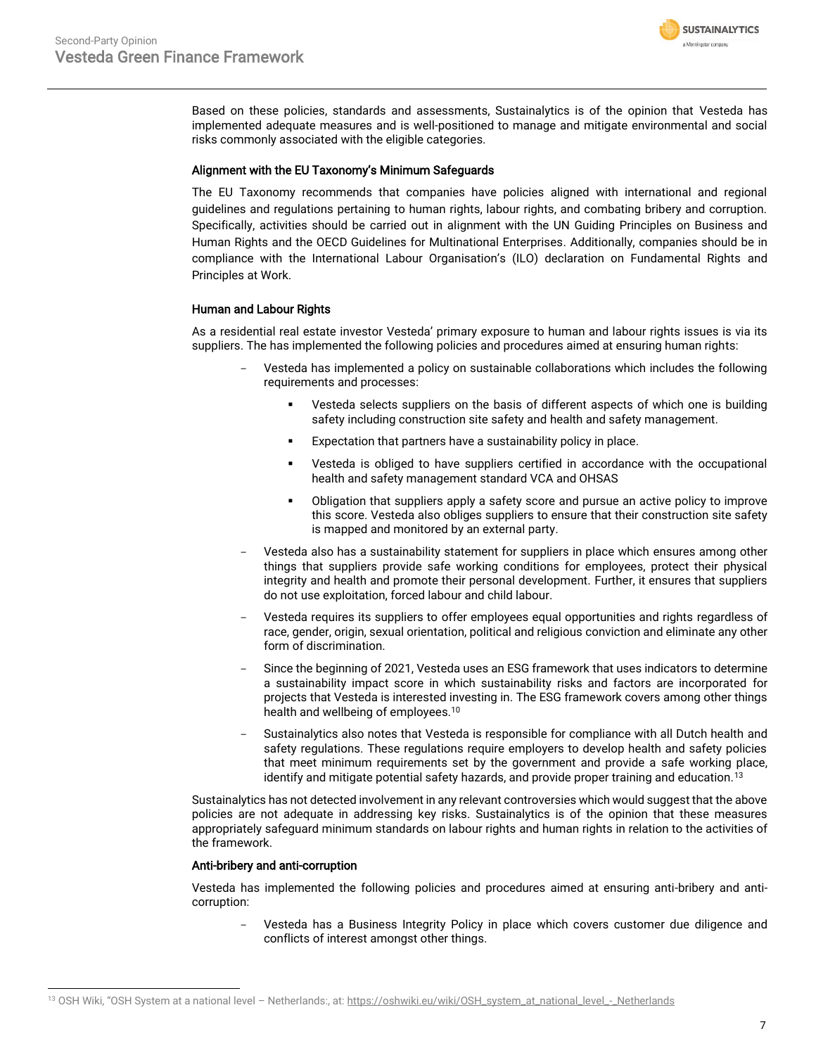Based on these policies, standards and assessments, Sustainalytics is of the opinion that Vesteda has implemented adequate measures and is well-positioned to manage and mitigate environmental and social risks commonly associated with the eligible categories.

### Alignment with the EU Taxonomy's Minimum Safeguards

The EU Taxonomy recommends that companies have policies aligned with international and regional guidelines and regulations pertaining to human rights, labour rights, and combating bribery and corruption. Specifically, activities should be carried out in alignment with the UN Guiding Principles on Business and Human Rights and the OECD Guidelines for Multinational Enterprises. Additionally, companies should be in compliance with the International Labour Organisation's (ILO) declaration on Fundamental Rights and Principles at Work.

### Human and Labour Rights

As a residential real estate investor Vesteda' primary exposure to human and labour rights issues is via its suppliers. The has implemented the following policies and procedures aimed at ensuring human rights:

- Vesteda has implemented a policy on sustainable collaborations which includes the following requirements and processes:
  - Vesteda selects suppliers on the basis of different aspects of which one is building safety including construction site safety and health and safety management.
  - Expectation that partners have a sustainability policy in place.
  - Vesteda is obliged to have suppliers certified in accordance with the occupational health and safety management standard VCA and OHSAS
  - Obligation that suppliers apply a safety score and pursue an active policy to improve this score. Vesteda also obliges suppliers to ensure that their construction site safety is mapped and monitored by an external party.
- Vesteda also has a sustainability statement for suppliers in place which ensures among other things that suppliers provide safe working conditions for employees, protect their physical integrity and health and promote their personal development. Further, it ensures that suppliers do not use exploitation, forced labour and child labour.
- Vesteda requires its suppliers to offer employees equal opportunities and rights regardless of race, gender, origin, sexual orientation, political and religious conviction and eliminate any other form of discrimination.
- Since the beginning of 2021, Vesteda uses an ESG framework that uses indicators to determine a sustainability impact score in which sustainability risks and factors are incorporated for projects that Vesteda is interested investing in. The ESG framework covers among other things health and wellbeing of employees.[10]
- Sustainalytics also notes that Vesteda is responsible for compliance with all Dutch health and safety regulations. These regulations require employers to develop health and safety policies that meet minimum requirements set by the government and provide a safe working place, identify and mitigate potential safety hazards, and provide proper training and education.[13]

Sustainalytics has not detected involvement in any relevant controversies which would suggest that the above policies are not adequate in addressing key risks. Sustainalytics is of the opinion that these measures appropriately safeguard minimum standards on labour rights and human rights in relation to the activities of the framework.

### Anti-bribery and anti-corruption

Vesteda has implemented the following policies and procedures aimed at ensuring anti-bribery and anti-corruption:

- Vesteda has a Business Integrity Policy in place which covers customer due diligence and conflicts of interest amongst other things.

---

[13] OSH Wiki, "OSH System at a national level – Netherlands:, at: https://oshwiki.eu/wiki/OSH_system_at_national_level_-_Netherlands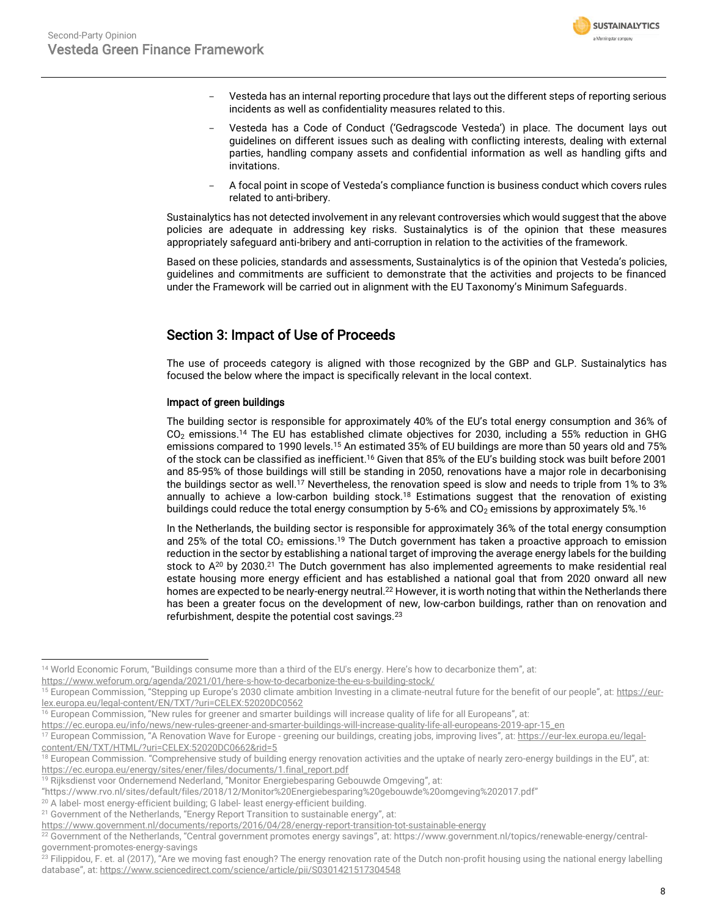- Vesteda has an internal reporting procedure that lays out the different steps of reporting serious incidents as well as confidentiality measures related to this.
- Vesteda has a Code of Conduct ('Gedragscode Vesteda') in place. The document lays out guidelines on different issues such as dealing with conflicting interests, dealing with external parties, handling company assets and confidential information as well as handling gifts and invitations.
- A focal point in scope of Vesteda's compliance function is business conduct which covers rules related to anti-bibery.

Sustainalytics has not detected involvement in any relevant controversies which would suggest that the above policies are adequate in addressing key risks. Sustainalytics is of the opinion that these measures appropriately safeguard anti-bribery and anti-corruption in relation to the activities of the framework.

Based on these policies, standards and assessments, Sustainalytics is of the opinion that Vesteda's policies, guidelines and commitments are sufficient to demonstrate that the activities and projects to be financed under the Framework will be carried out in alignment with the EU Taxonomy's Minimum Safeguards.

## Section 3: Impact of Use of Proceeds

The use of proceeds category is aligned with those recognized by the GBP and GLP. Sustainalytics has focused the below where the impact is specifically relevant in the local context.

### Impact of green buildings

The building sector is responsible for approximately 40% of the EU's total energy consumption and 36% of $CO_2$ emissions.[14] The EU has established climate objectives for 2030, including a 55% reduction in GHG emissions compared to 1990 levels.[15] An estimated 35% of EU buildings are more than 50 years old and 75% of the stock can be classified as inefficient.[16] Given that 85% of the EU's building stock was built before 2001 and 85-95% of those buildings will still be standing in 2050, renovations have a major role in decarbonising the buildings sector as well.[17] Nevertheless, the renovation speed is slow and needs to triple from 1% to 3% annually to achieve a low-carbon building stock.[18] Estimations suggest that the renovation of existing buildings could reduce the total energy consumption by 5-6% and $CO_2$ emissions by approximately 5%.[16]

In the Netherlands, the building sector is responsible for approximately 36% of the total energy consumption and 25% of the total $CO_2$ emissions.[19] The Dutch government has taken a proactive approach to emission reduction in the sector by establishing a national target of improving the average energy labels for the building stock to A[20] by 2030.[21] The Dutch government has also implemented agreements to make residential real estate housing more energy efficient and has established a national goal that from 2020 onward all new homes are expected to be nearly-energy neutral.[22] However, it is worth noting that within the Netherlands there has been a greater focus on the development of new, low-carbon buildings, rather than on renovation and refurbishment, despite the potential cost savings.[23]

---

[14] World Economic Forum, "Buildings consume more than a third of the EU's energy. Here's how to decarbonize them", at: https://www.weforum.org/agenda/2021/01/here-s-how-to-decarbonize-the-eu-s-building-stock/

[15] European Commission, "Stepping up Europe's 2030 climate ambition Investing in a climate-neutral future for the benefit of our people", at: https://eur-lex.europa.eu/legal-content/EN/TXT/?uri=CELEX:52020DC0562

[16] European Commission, "New rules for greener and smarter buildings will increase quality of life for all Europeans", at: https://ec.europa.eu/info/news/new-rules-greener-and-smarter-buildings-will-increase-quality-life-all-europeans-2019-apr-15_en

[17] European Commission, "A Renovation Wave for Europe - greening our buildings, creating jobs, improving lives", at: https://eur-lex.europa.eu/legal-content/EN/TXT/HTML/?uri=CELEX:52020DC0662&rid=5

[18] European Commission. "Comprehensive study of building energy renovation activities and the uptake of nearly zero-energy buildings in the EU", at: https://ec.europa.eu/energy/sites/ener/files/documents/1.final_report.pdf

[19] Rijksdienst voor Ondernemend Nederland, "Monitor Energiebesparing Gebouwde Omgeving", at: "https://www.rvo.nl/sites/default/files/2018/12/Monitor%20Energiebesparing%20gebouwde%20omgeving%202017.pdf"

[20] A label- most energy-efficient building; G label- least energy-efficient building.

[21] Government of the Netherlands, "Energy Report Transition to sustainable energy", at: https://www.government.nl/documents/reports/2016/04/28/energy-report-transition-tot-sustainable-energy

[22] Government of the Netherlands, "Central government promotes energy savings", at: https://www.government.nl/topics/renewable-energy/central-government-promotes-energy-savings

[23] Filippidou, F. et. al (2017), "Are we moving fast enough? The energy renovation rate of the Dutch non-profit housing using the national energy labelling database", at: https://www.sciencedirect.com/science/article/pii/S0301421517304548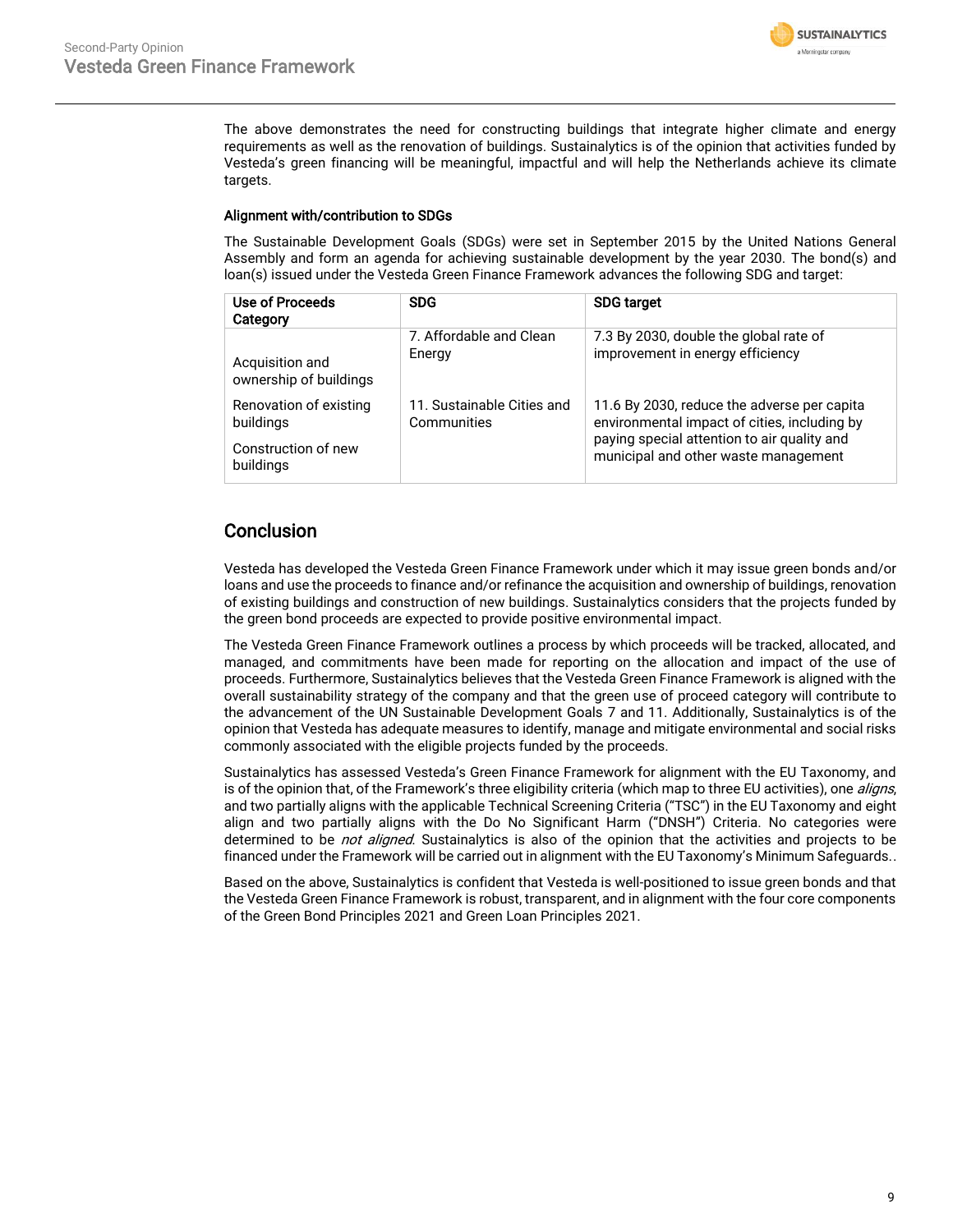The above demonstrates the need for constructing buildings that integrate higher climate and energy requirements as well as the renovation of buildings. Sustainalytics is of the opinion that activities funded by Vesteda's green financing will be meaningful, impactful and will help the Netherlands achieve its climate targets.

### Alignment with/contribution to SDGs

The Sustainable Development Goals (SDGs) were set in September 2015 by the United Nations General Assembly and form an agenda for achieving sustainable development by the year 2030. The bond(s) and loan(s) issued under the Vesteda Green Finance Framework advances the following SDG and target:

| Use of Proceeds Category | SDG | SDG target |
|---|---|---|
| Acquisition and ownership of buildings<br><br>Renovation of existing buildings<br><br>Construction of new buildings | 7. Affordable and Clean Energy | 7.3 By 2030, double the global rate of improvement in energy efficiency |
| | 11. Sustainable Cities and Communities | 11.6 By 2030, reduce the adverse per capita environmental impact of cities, including by paying special attention to air quality and municipal and other waste management |

## Conclusion

Vesteda has developed the Vesteda Green Finance Framework under which it may issue green bonds and/or loans and use the proceeds to finance and/or refinance the acquisition and ownership of buildings, renovation of existing buildings and construction of new buildings. Sustainalytics considers that the projects funded by the green bond proceeds are expected to provide positive environmental impact.

The Vesteda Green Finance Framework outlines a process by which proceeds will be tracked, allocated, and managed, and commitments have been made for reporting on the allocation and impact of the use of proceeds. Furthermore, Sustainalytics believes that the Vesteda Green Finance Framework is aligned with the overall sustainability strategy of the company and that the green use of proceed category will contribute to the advancement of the UN Sustainable Development Goals 7 and 11. Additionally, Sustainalytics is of the opinion that Vesteda has adequate measures to identify, manage and mitigate environmental and social risks commonly associated with the eligible projects funded by the proceeds.

Sustainalytics has assessed Vesteda's Green Finance Framework for alignment with the EU Taxonomy, and is of the opinion that, of the Framework's three eligibility criteria (which map to three EU activities), one *aligns*, and two partially aligns with the applicable Technical Screening Criteria ("TSC") in the EU Taxonomy and eight align and two partially aligns with the Do No Significant Harm ("DNSH") Criteria. No categories were determined to be *not aligned*. Sustainalytics is also of the opinion that the activities and projects to be financed under the Framework will be carried out in alignment with the EU Taxonomy's Minimum Safeguards..

Based on the above, Sustainalytics is confident that Vesteda is well-positioned to issue green bonds and that the Vesteda Green Finance Framework is robust, transparent, and in alignment with the four core components of the Green Bond Principles 2021 and Green Loan Principles 2021.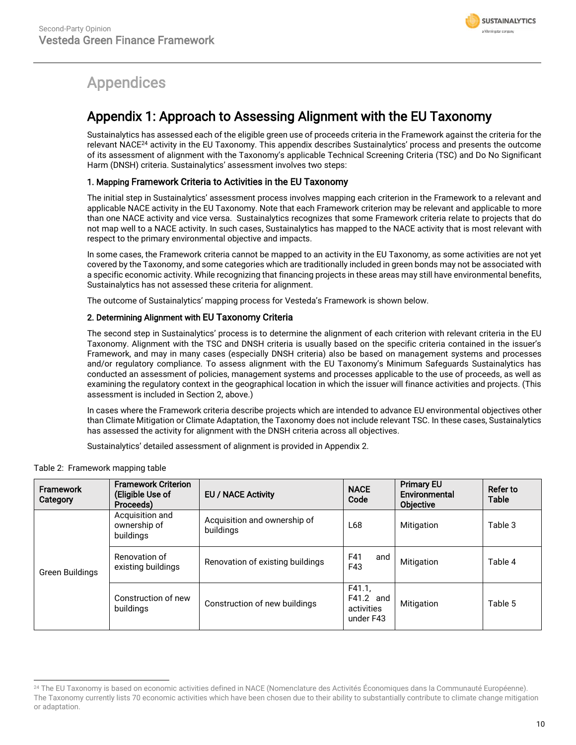# Appendices

## Appendix 1: Approach to Assessing Alignment with the EU Taxonomy

Sustainalytics has assessed each of the eligible green use of proceeds criteria in the Framework against the criteria for the relevant NACE[24] activity in the EU Taxonomy. This appendix describes Sustainalytics' process and presents the outcome of its assessment of alignment with the Taxonomy's applicable Technical Screening Criteria (TSC) and Do No Significant Harm (DNSH) criteria. Sustainalytics' assessment involves two steps:

### 1. Mapping Framework Criteria to Activities in the EU Taxonomy

The initial step in Sustainalytics' assessment process involves mapping each criterion in the Framework to a relevant and applicable NACE activity in the EU Taxonomy. Note that each Framework criterion may be relevant and applicable to more than one NACE activity and vice versa. Sustainalytics recognizes that some Framework criteria relate to projects that do not map well to a NACE activity. In such cases, Sustainalytics has mapped to the NACE activity that is most relevant with respect to the primary environmental objective and impacts.

In some cases, the Framework criteria cannot be mapped to an activity in the EU Taxonomy, as some activities are not yet covered by the Taxonomy, and some categories which are traditionally included in green bonds may not be associated with a specific economic activity. While recognizing that financing projects in these areas may still have environmental benefits, Sustainalytics has not assessed these criteria for alignment.

The outcome of Sustainalytics' mapping process for Vesteda's Framework is shown below.

### 2. Determining Alignment with EU Taxonomy Criteria

The second step in Sustainalytics' process is to determine the alignment of each criterion with relevant criteria in the EU Taxonomy. Alignment with the TSC and DNSH criteria is usually based on the specific criteria contained in the issuer's Framework, and may in many cases (especially DNSH criteria) also be based on management systems and processes and/or regulatory compliance. To assess alignment with the EU Taxonomy's Minimum Safeguards Sustainalytics has conducted an assessment of policies, management systems and processes applicable to the use of proceeds, as well as examining the regulatory context in the geographical location in which the issuer will finance activities and projects. (This assessment is included in Section 2, above.)

In cases where the Framework criteria describe projects which are intended to advance EU environmental objectives other than Climate Mitigation or Climate Adaptation, the Taxonomy does not include relevant TSC. In these cases, Sustainalytics has assessed the activity for alignment with the DNSH criteria across all objectives.

Sustainalytics' detailed assessment of alignment is provided in Appendix 2.

Table 2: Framework mapping table

| Framework Category | Framework Criterion (Eligible Use of Proceeds) | EU / NACE Activity | NACE Code | Primary EU Environmental Objective | Refer to Table |
|---|---|---|---|---|---|
| Green Buildings | Acquisition and ownership of buildings | Acquisition and ownership of buildings | L68 | Mitigation | Table 3 |
| | Renovation of existing buildings | Renovation of existing buildings | F41 and F43 | Mitigation | Table 4 |
| | Construction of new buildings | Construction of new buildings | F41.1, F41.2 and activities under F43 | Mitigation | Table 5 |

[24] The EU Taxonomy is based on economic activities defined in NACE (Nomenclature des Activités Économiques dans la Communauté Européenne). The Taxonomy currently lists 70 economic activities which have been chosen due to their ability to substantially contribute to climate change mitigation or adaptation.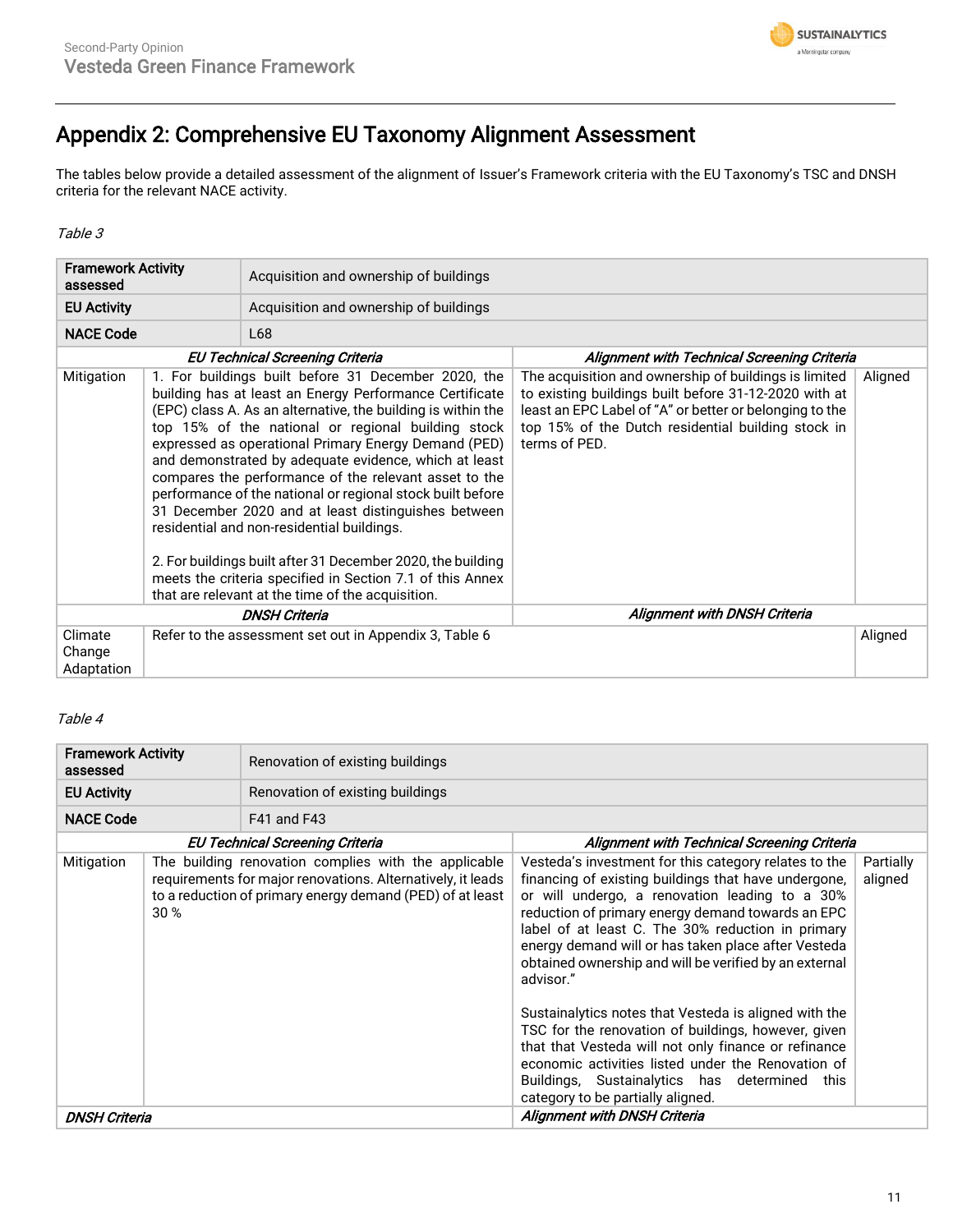# Appendix 2: Comprehensive EU Taxonomy Alignment Assessment

The tables below provide a detailed assessment of the alignment of Issuer's Framework criteria with the EU Taxonomy's TSC and DNSH criteria for the relevant NACE activity.

*Table 3*

| **Framework Activity assessed** | Acquisition and ownership of buildings | | |
|---|---|---|---|
| **EU Activity** | Acquisition and ownership of buildings | | |
| **NACE Code** | L68 | | |
| | ***EU Technical Screening Criteria*** | ***Alignment with Technical Screening Criteria*** | |
| Mitigation | 1. For buildings built before 31 December 2020, the building has at least an Energy Performance Certificate (EPC) class A. As an alternative, the building is within the top 15% of the national or regional building stock expressed as operational Primary Energy Demand (PED) and demonstrated by adequate evidence, which at least compares the performance of the relevant asset to the performance of the national or regional stock built before 31 December 2020 and at least distinguishes between residential and non-residential buildings.<br><br>2. For buildings built after 31 December 2020, the building meets the criteria specified in Section 7.1 of this Annex that are relevant at the time of the acquisition. | The acquisition and ownership of buildings is limited to existing buildings built before 31-12-2020 with at least an EPC Label of "A" or better or belonging to the top 15% of the Dutch residential building stock in terms of PED. | Aligned |
| | ***DNSH Criteria*** | ***Alignment with DNSH Criteria*** | |
| Climate Change Adaptation | Refer to the assessment set out in Appendix 3, Table 6 | | Aligned |

*Table 4*

| **Framework Activity assessed** | Renovation of existing buildings | | |
|---|---|---|---|
| **EU Activity** | Renovation of existing buildings | | |
| **NACE Code** | F41 and F43 | | |
| | ***EU Technical Screening Criteria*** | ***Alignment with Technical Screening Criteria*** | |
| Mitigation | The building renovation complies with the applicable requirements for major renovations. Alternatively, it leads to a reduction of primary energy demand (PED) of at least 30 % | Vesteda's investment for this category relates to the financing of existing buildings that have undergone, or will undergo, a renovation leading to a 30% reduction of primary energy demand towards an EPC label of at least C. The 30% reduction in primary energy demand will or has taken place after Vesteda obtained ownership and will be verified by an external advisor."<br><br>Sustainalytics notes that Vesteda is aligned with the TSC for the renovation of buildings, however, given that that Vesteda will not only finance or refinance economic activities listed under the Renovation of Buildings, Sustainalytics has determined this category to be partially aligned. | Partially aligned |
| ***DNSH Criteria*** | | ***Alignment with DNSH Criteria*** | |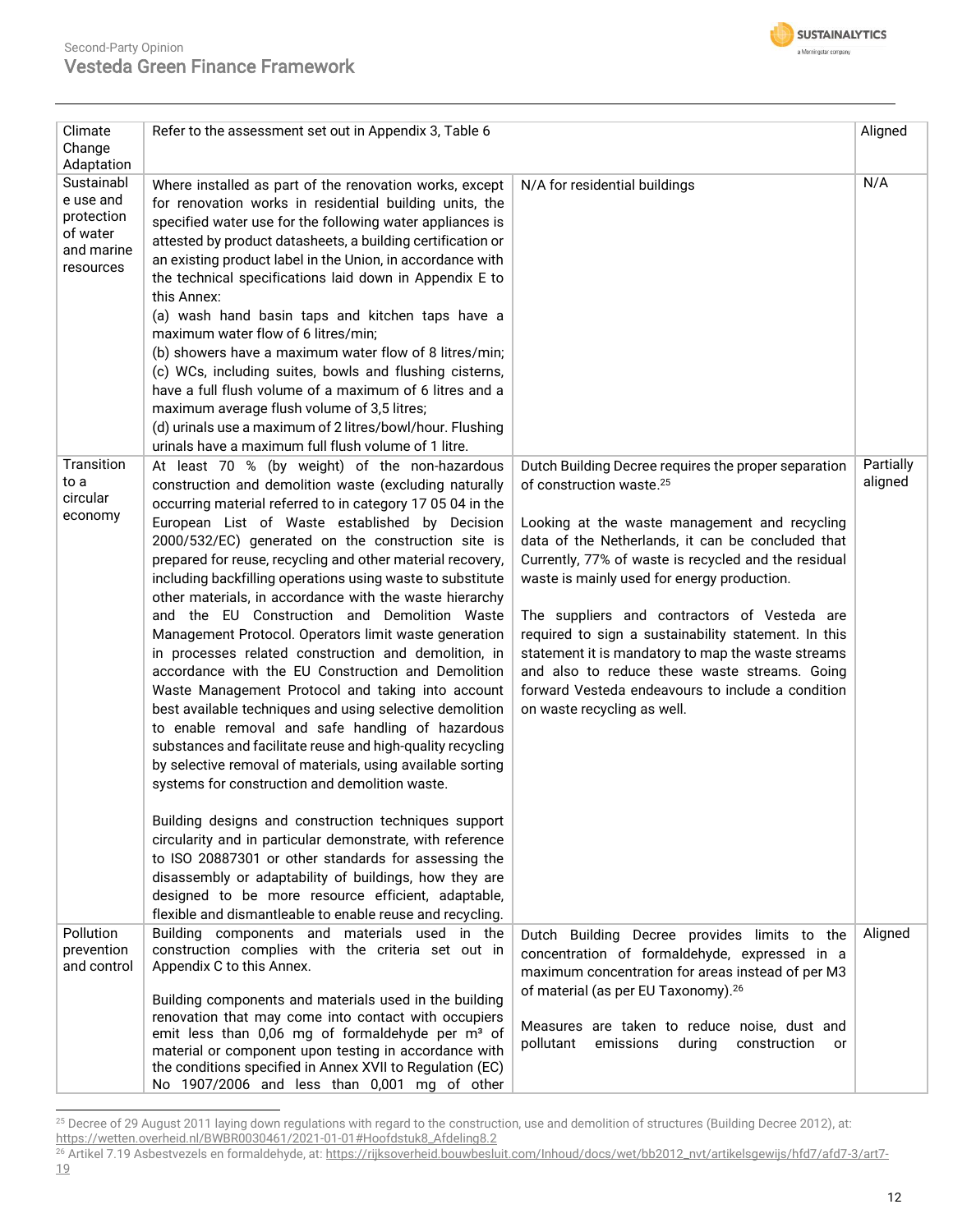| Climate Change Adaptation | Refer to the assessment set out in Appendix 3, Table 6 | | Aligned |
|---|---|---|---|
| Sustainable use and protection of water and marine resources | Where installed as part of the renovation works, except for renovation works in residential building units, the specified water use for the following water appliances is attested by product datasheets, a building certification or an existing product label in the Union, in accordance with the technical specifications laid down in Appendix E to this Annex:<br>(a) wash hand basin taps and kitchen taps have a maximum water flow of 6 litres/min;<br>(b) showers have a maximum water flow of 8 litres/min;<br>(c) WCs, including suites, bowls and flushing cisterns, have a full flush volume of a maximum of 6 litres and a maximum average flush volume of 3,5 litres;<br>(d) urinals use a maximum of 2 litres/bowl/hour. Flushing urinals have a maximum full flush volume of 1 litre. | N/A for residential buildings | N/A |
| Transition to a circular economy | At least 70 % (by weight) of the non-hazardous construction and demolition waste (excluding naturally occurring material referred to in category 17 05 04 in the European List of Waste established by Decision 2000/532/EC) generated on the construction site is prepared for reuse, recycling and other material recovery, including backfilling operations using waste to substitute other materials, in accordance with the waste hierarchy and the EU Construction and Demolition Waste Management Protocol. Operators limit waste generation in processes related construction and demolition, in accordance with the EU Construction and Demolition Waste Management Protocol and taking into account best available techniques and using selective demolition to enable removal and safe handling of hazardous substances and facilitate reuse and high-quality recycling by selective removal of materials, using available sorting systems for construction and demolition waste.<br><br>Building designs and construction techniques support circularity and in particular demonstrate, with reference to ISO 20887301 or other standards for assessing the disassembly or adaptability of buildings, how they are designed to be more resource efficient, adaptable, flexible and dismantleable to enable reuse and recycling. | Dutch Building Decree requires the proper separation of construction waste.[25]<br><br>Looking at the waste management and recycling data of the Netherlands, it can be concluded that Currently, 77% of waste is recycled and the residual waste is mainly used for energy production.<br><br>The suppliers and contractors of Vesteda are required to sign a sustainability statement. In this statement it is mandatory to map the waste streams and also to reduce these waste streams. Going forward Vesteda endeavours to include a condition on waste recycling as well. | Partially aligned |
| Pollution prevention and control | Building components and materials used in the construction complies with the criteria set out in Appendix C to this Annex.<br><br>Building components and materials used in the building renovation that may come into contact with occupiers emit less than 0,06 mg of formaldehyde per m³ of material or component upon testing in accordance with the conditions specified in Annex XVII to Regulation (EC) No 1907/2006 and less than 0,001 mg of other | Dutch Building Decree provides limits to the concentration of formaldehyde, expressed in a maximum concentration for areas instead of per M3 of material (as per EU Taxonomy).[26]<br><br>Measures are taken to reduce noise, dust and pollutant emissions during construction or | Aligned |

[25] Decree of 29 August 2011 laying down regulations with regard to the construction, use and demolition of structures (Building Decree 2012), at: https://wetten.overheid.nl/BWBR0030461/2021-01-01#Hoofdstuk8_Afdeling8.2

[26] Artikel 7.19 Asbestvezels en formaldehyde, at: https://rijksoverheid.bouwbesluit.com/Inhoud/docs/wet/bb2012_nvt/artikelsgewijs/hfd7/afd7-3/art7-19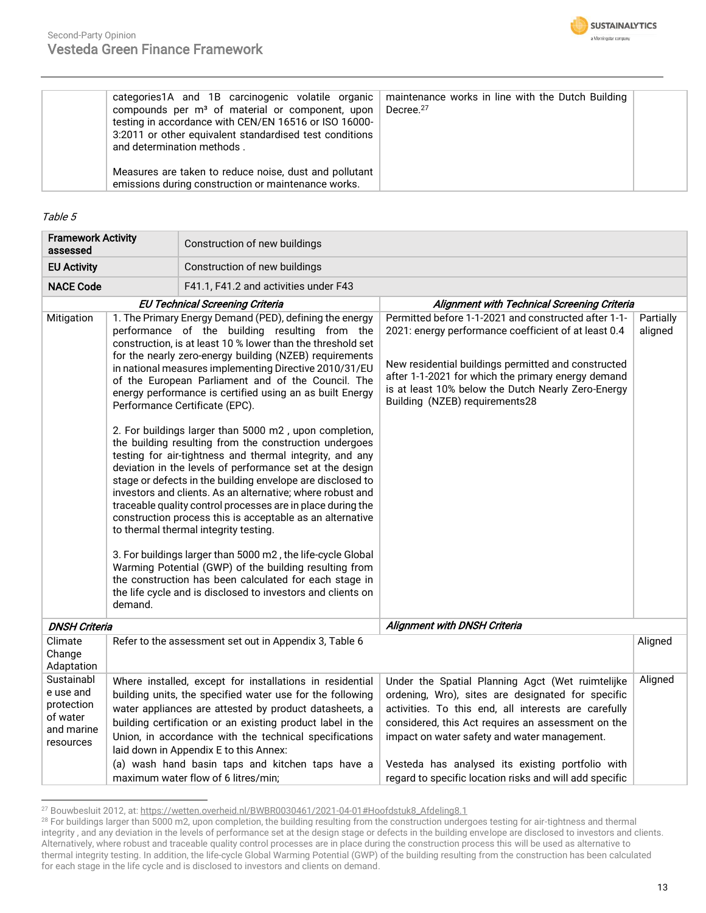| | categories1A and 1B carcinogenic volatile organic compounds per m³ of material or component, upon testing in accordance with CEN/EN 16516 or ISO 16000-3:2011 or other equivalent standardised test conditions and determination methods .<br><br>Measures are taken to reduce noise, dust and pollutant emissions during construction or maintenance works. | maintenance works in line with the Dutch Building Decree.[27] | |
|---|---|---|---|

*Table 5*

| Framework Activity assessed | Construction of new buildings | | |
|---|---|---|---|
| **EU Activity** | Construction of new buildings | | |
| **NACE Code** | F41.1, F41.2 and activities under F43 | | |
| | ***EU Technical Screening Criteria*** | ***Alignment with Technical Screening Criteria*** | |
| Mitigation | 1. The Primary Energy Demand (PED), defining the energy performance of the building resulting from the construction, is at least 10 % lower than the threshold set for the nearly zero-energy building (NZEB) requirements in national measures implementing Directive 2010/31/EU of the European Parliament and of the Council. The energy performance is certified using an as built Energy Performance Certificate (EPC).<br><br>2. For buildings larger than 5000 m2 , upon completion, the building resulting from the construction undergoes testing for air-tightness and thermal integrity, and any deviation in the levels of performance set at the design stage or defects in the building envelope are disclosed to investors and clients. As an alternative; where robust and traceable quality control processes are in place during the construction process this is acceptable as an alternative to thermal thermal integrity testing.<br><br>3. For buildings larger than 5000 m2 , the life-cycle Global Warming Potential (GWP) of the building resulting from the construction has been calculated for each stage in the life cycle and is disclosed to investors and clients on demand. | Permitted before 1-1-2021 and constructed after 1-1-2021: energy performance coefficient of at least 0.4<br><br>New residential buildings permitted and constructed after 1-1-2021 for which the primary energy demand is at least 10% below the Dutch Nearly Zero-Energy Building (NZEB) requirements28 | Partially aligned |
| ***DNSH Criteria*** | | ***Alignment with DNSH Criteria*** | |
| Climate Change Adaptation | Refer to the assessment set out in Appendix 3, Table 6 | | Aligned |
| Sustainable use and protection of water and marine resources | Where installed, except for installations in residential building units, the specified water use for the following water appliances are attested by product datasheets, a building certification or an existing product label in the Union, in accordance with the technical specifications laid down in Appendix E to this Annex:<br>(a) wash hand basin taps and kitchen taps have a maximum water flow of 6 litres/min; | Under the Spatial Planning Agct (Wet ruimtelijke ordening, Wro), sites are designated for specific activities. To this end, all interests are carefully considered, this Act requires an assessment on the impact on water safety and water management.<br><br>Vesteda has analysed its existing portfolio with regard to specific location risks and will add specific | Aligned |

[27] Bouwbesluit 2012, at: https://wetten.overheid.nl/BWBR0030461/2021-04-01#Hoofdstuk8_Afdeling8.1

[28] For buildings larger than 5000 m2, upon completion, the building resulting from the construction undergoes testing for air-tightness and thermal integrity , and any deviation in the levels of performance set at the design stage or defects in the building envelope are disclosed to investors and clients. Alternatively, where robust and traceable quality control processes are in place during the construction process this will be used as alternative to thermal integrity testing. In addition, the life-cycle Global Warming Potential (GWP) of the building resulting from the construction has been calculated for each stage in the life cycle and is disclosed to investors and clients on demand.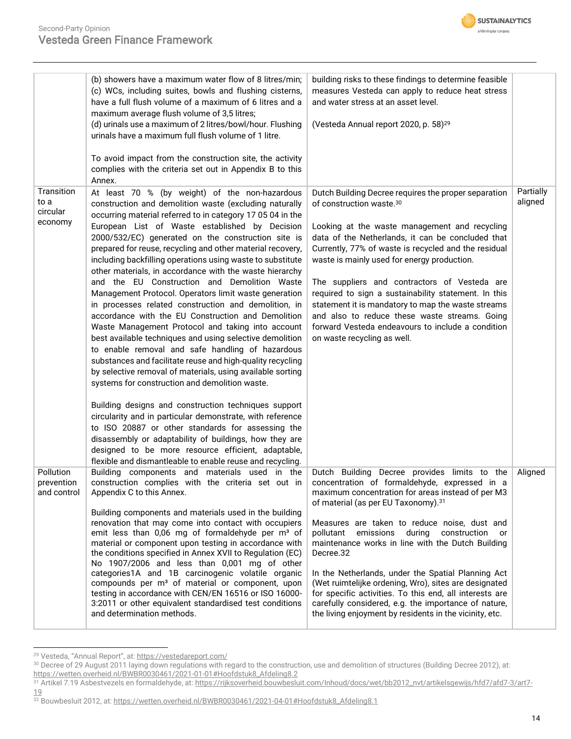| | | | |
|---|---|---|---|
| | (b) showers have a maximum water flow of 8 litres/min;<br>(c) WCs, including suites, bowls and flushing cisterns, have a full flush volume of a maximum of 6 litres and a maximum average flush volume of 3,5 litres;<br>(d) urinals use a maximum of 2 litres/bowl/hour. Flushing urinals have a maximum full flush volume of 1 litre.<br><br>To avoid impact from the construction site, the activity complies with the criteria set out in Appendix B to this Annex. | building risks to these findings to determine feasible measures Vesteda can apply to reduce heat stress and water stress at an asset level.<br><br>(Vesteda Annual report 2020, p. 58)[29] | |
| Transition to a circular economy | At least 70 % (by weight) of the non-hazardous construction and demolition waste (excluding naturally occurring material referred to in category 17 05 04 in the European List of Waste established by Decision 2000/532/EC) generated on the construction site is prepared for reuse, recycling and other material recovery, including backfilling operations using waste to substitute other materials, in accordance with the waste hierarchy and the EU Construction and Demolition Waste Management Protocol. Operators limit waste generation in processes related construction and demolition, in accordance with the EU Construction and Demolition Waste Management Protocol and taking into account best available techniques and using selective demolition to enable removal and safe handling of hazardous substances and facilitate reuse and high-quality recycling by selective removal of materials, using available sorting systems for construction and demolition waste.<br><br>Building designs and construction techniques support circularity and in particular demonstrate, with reference to ISO 20887 or other standards for assessing the disassembly or adaptability of buildings, how they are designed to be more resource efficient, adaptable, flexible and dismantleable to enable reuse and recycling. | Dutch Building Decree requires the proper separation of construction waste.[30]<br><br>Looking at the waste management and recycling data of the Netherlands, it can be concluded that Currently, 77% of waste is recycled and the residual waste is mainly used for energy production.<br><br>The suppliers and contractors of Vesteda are required to sign a sustainability statement. In this statement it is mandatory to map the waste streams and also to reduce these waste streams. Going forward Vesteda endeavours to include a condition on waste recycling as well. | Partially aligned |
| Pollution prevention and control | Building components and materials used in the construction complies with the criteria set out in Appendix C to this Annex.<br><br>Building components and materials used in the building renovation that may come into contact with occupiers emit less than 0,06 mg of formaldehyde per m³ of material or component upon testing in accordance with the conditions specified in Annex XVII to Regulation (EC) No 1907/2006 and less than 0,001 mg of other categories1A and 1B carcinogenic volatile organic compounds per m³ of material or component, upon testing in accordance with CEN/EN 16516 or ISO 16000-3:2011 or other equivalent standardised test conditions and determination methods. | Dutch Building Decree provides limits to the concentration of formaldehyde, expressed in a maximum concentration for areas instead of per M3 of material (as per EU Taxonomy).[31]<br><br>Measures are taken to reduce noise, dust and pollutant emissions during construction or maintenance works in line with the Dutch Building Decree.32<br><br>In the Netherlands, under the Spatial Planning Act (Wet ruimtelijke ordening, Wro), sites are designated for specific activities. To this end, all interests are carefully considered, e.g. the importance of nature, the living enjoyment by residents in the vicinity, etc. | Aligned |

[29] Vesteda, "Annual Report", at: https://vestedareport.com/

[30] Decree of 29 August 2011 laying down regulations with regard to the construction, use and demolition of structures (Building Decree 2012), at: https://wetten.overheid.nl/BWBR0030461/2021-01-01#Hoofdstuk8_Afdeling8.2

[31] Artikel 7.19 Asbestvezels en formaldehyde, at: https://rijksoverheid.bouwbesluit.com/Inhoud/docs/wet/bb2012_nvt/artikelsgewijs/hfd7/afd7-3/art7-19

[32] Bouwbesluit 2012, at: https://wetten.overheid.nl/BWBR0030461/2021-04-01#Hoofdstuk8_Afdeling8.1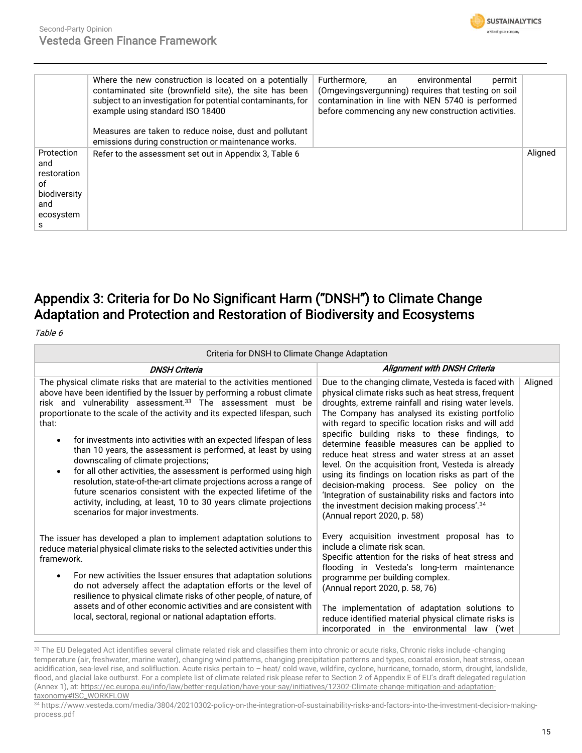| | | | |
|---|---|---|---|
| | Where the new construction is located on a potentially contaminated site (brownfield site), the site has been subject to an investigation for potential contaminants, for example using standard ISO 18400<br><br>Measures are taken to reduce noise, dust and pollutant emissions during construction or maintenance works. | Furthermore, an environmental permit (Omgevingsvergunning) requires that testing on soil contamination in line with NEN 5740 is performed before commencing any new construction activities. | |
| Protection and restoration of biodiversity and ecosystems | Refer to the assessment set out in Appendix 3, Table 6 | | Aligned |

## Appendix 3: Criteria for Do No Significant Harm ("DNSH") to Climate Change Adaptation and Protection and Restoration of Biodiversity and Ecosystems

*Table 6*

| Criteria for DNSH to Climate Change Adaptation | | |
|---|---|---|
| ***DNSH Criteria*** | ***Alignment with DNSH Criteria*** | |
| The physical climate risks that are material to the activities mentioned above have been identified by the Issuer by performing a robust climate risk and vulnerability assessment.[33] The assessment must be proportionate to the scale of the activity and its expected lifespan, such that:<br>• for investments into activities with an expected lifespan of less than 10 years, the assessment is performed, at least by using downscaling of climate projections;<br>• for all other activities, the assessment is performed using high resolution, state-of-the-art climate projections across a range of future scenarios consistent with the expected lifetime of the activity, including, at least, 10 to 30 years climate projections scenarios for major investments. | Due to the changing climate, Vesteda is faced with physical climate risks such as heat stress, frequent droughts, extreme rainfall and rising water levels. The Company has analysed its existing portfolio with regard to specific location risks and will add specific building risks to these findings, to determine feasible measures can be applied to reduce heat stress and water stress at an asset level. On the acquisition front, Vesteda is already using its findings on location risks as part of the decision-making process. See policy on the 'Integration of sustainability risks and factors into the investment decision making process'.[34]<br>(Annual report 2020, p. 58) | Aligned |
| The issuer has developed a plan to implement adaptation solutions to reduce material physical climate risks to the selected activities under this framework.<br>• For new activities the Issuer ensures that adaptation solutions do not adversely affect the adaptation efforts or the level of resilience to physical climate risks of other people, of nature, of assets and of other economic activities and are consistent with local, sectoral, regional or national adaptation efforts. | Every acquisition investment proposal has to include a climate risk scan.<br>Specific attention for the risks of heat stress and flooding in Vesteda's long-term maintenance programme per building complex.<br>(Annual report 2020, p. 58, 76)<br><br>The implementation of adaptation solutions to reduce identified material physical climate risks is incorporated in the environmental law ('wet | |

[33] The EU Delegated Act identifies several climate related risk and classifies them into chronic or acute risks, Chronic risks include -changing temperature (air, freshwater, marine water), changing wind patterns, changing precipitation patterns and types, coastal erosion, heat stress, ocean acidification, sea-level rise, and solifluction. Acute risks pertain to – heat/ cold wave, wildfire, cyclone, hurricane, tornado, storm, drought, landslide, flood, and glacial lake outburst. For a complete list of climate related risk please refer to Section 2 of Appendix E of EU's draft delegated regulation (Annex 1), at: https://ec.europa.eu/info/law/better-regulation/have-your-say/initiatives/12302-Climate-change-mitigation-and-adaptation-taxonomy#ISC_WORKFLOW

[34] https://www.vesteda.com/media/3804/20210302-policy-on-the-integration-of-sustainability-risks-and-factors-into-the-investment-decision-making-process.pdf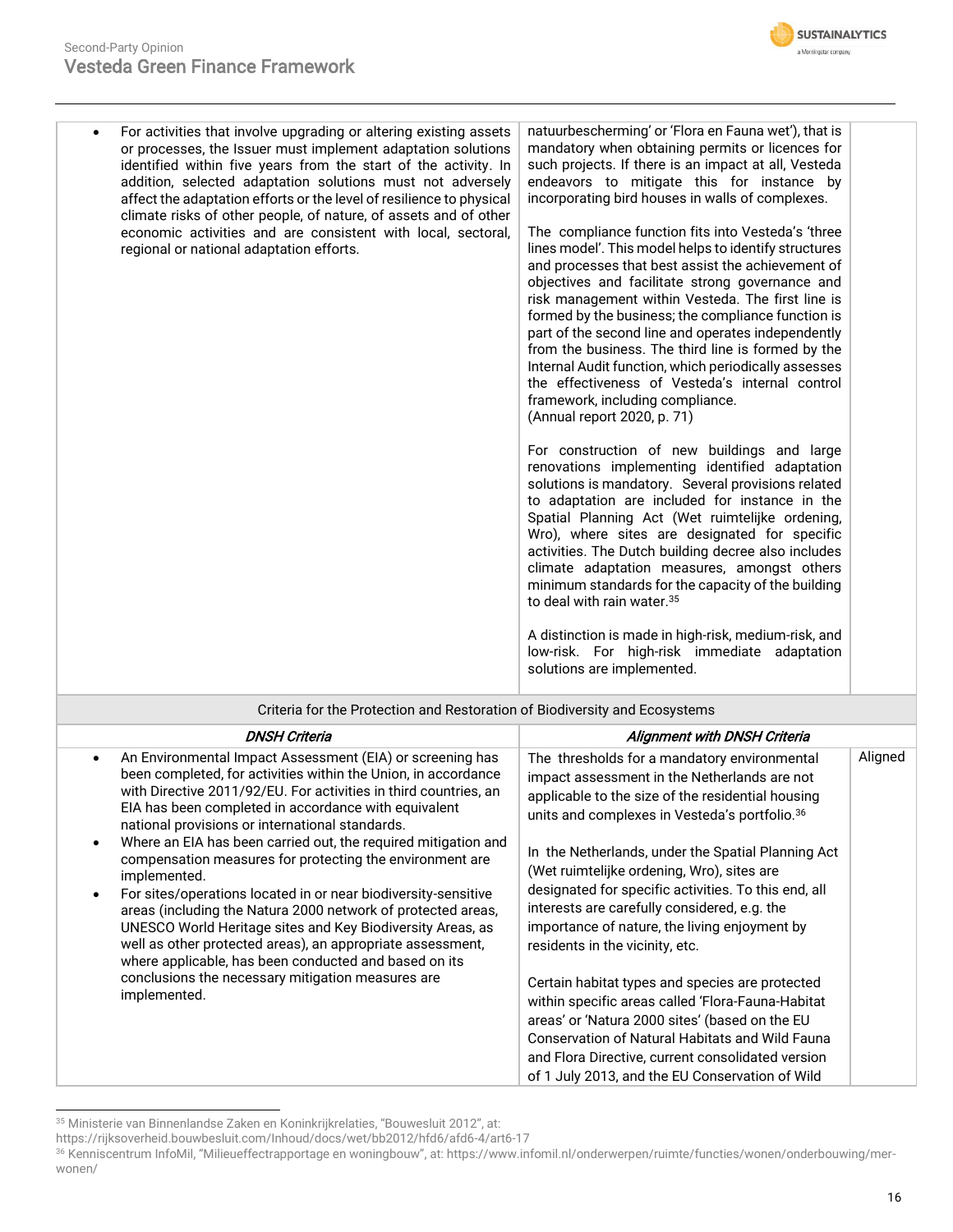| | | |
|---|---|---|
| • For activities that involve upgrading or altering existing assets or processes, the Issuer must implement adaptation solutions identified within five years from the start of the activity. In addition, selected adaptation solutions must not adversely affect the adaptation efforts or the level of resilience to physical climate risks of other people, of nature, of assets and of other economic activities and are consistent with local, sectoral, regional or national adaptation efforts. | natuurbescherming' or 'Flora en Fauna wet'), that is mandatory when obtaining permits or licences for such projects. If there is an impact at all, Vesteda endeavors to mitigate this for instance by incorporating bird houses in walls of complexes.<br><br>The compliance function fits into Vesteda's 'three lines model'. This model helps to identify structures and processes that best assist the achievement of objectives and facilitate strong governance and risk management within Vesteda. The first line is formed by the business; the compliance function is part of the second line and operates independently from the business. The third line is formed by the Internal Audit function, which periodically assesses the effectiveness of Vesteda's internal control framework, including compliance.<br>(Annual report 2020, p. 71)<br><br>For construction of new buildings and large renovations implementing identified adaptation solutions is mandatory. Several provisions related to adaptation are included for instance in the Spatial Planning Act (Wet ruimtelijke ordening, Wro), where sites are designated for specific activities. The Dutch building decree also includes climate adaptation measures, amongst others minimum standards for the capacity of the building to deal with rain water.[35]<br><br>A distinction is made in high-risk, medium-risk, and low-risk. For high-risk immediate adaptation solutions are implemented. | |
| **Criteria for the Protection and Restoration of Biodiversity and Ecosystems** | | |
| ***DNSH Criteria*** | ***Alignment with DNSH Criteria*** | |
| • An Environmental Impact Assessment (EIA) or screening has been completed, for activities within the Union, in accordance with Directive 2011/92/EU. For activities in third countries, an EIA has been completed in accordance with equivalent national provisions or international standards.<br>• Where an EIA has been carried out, the required mitigation and compensation measures for protecting the environment are implemented.<br>• For sites/operations located in or near biodiversity-sensitive areas (including the Natura 2000 network of protected areas, UNESCO World Heritage sites and Key Biodiversity Areas, as well as other protected areas), an appropriate assessment, where applicable, has been conducted and based on its conclusions the necessary mitigation measures are implemented. | The thresholds for a mandatory environmental impact assessment in the Netherlands are not applicable to the size of the residential housing units and complexes in Vesteda's portfolio.[36]<br><br>In the Netherlands, under the Spatial Planning Act (Wet ruimtelijke ordening, Wro), sites are designated for specific activities. To this end, all interests are carefully considered, e.g. the importance of nature, the living enjoyment by residents in the vicinity, etc.<br><br>Certain habitat types and species are protected within specific areas called 'Flora-Fauna-Habitat areas' or 'Natura 2000 sites' (based on the EU Conservation of Natural Habitats and Wild Fauna and Flora Directive, current consolidated version of 1 July 2013, and the EU Conservation of Wild | Aligned |

[35] Ministerie van Binnenlandse Zaken en Koninkrijkrelaties, "Bouwesluit 2012", at: https://rijksoverheid.bouwbesluit.com/Inhoud/docs/wet/bb2012/hfd6/afd6-4/art6-17

[36] Kenniscentrum InfoMil, "Milieueffectrapportage en woningbouw", at: https://www.infomil.nl/onderwerpen/ruimte/functies/wonen/onderbouwing/mer-wonen/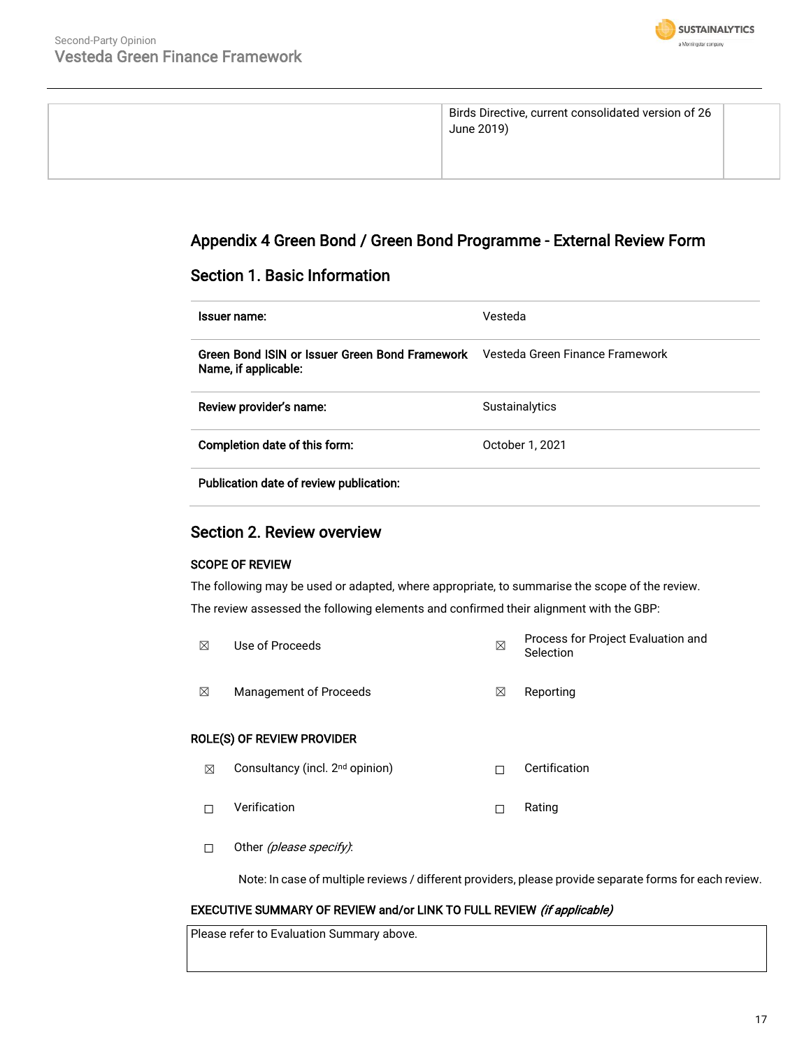| | Birds Directive, current consolidated version of 26 June 2019) | |
|---|---|---|

## Appendix 4 Green Bond / Green Bond Programme - External Review Form

### Section 1. Basic Information

| | |
|---|---|
| **Issuer name:** | Vesteda |
| **Green Bond ISIN or Issuer Green Bond Framework Name, if applicable:** | Vesteda Green Finance Framework |
| **Review provider's name:** | Sustainalytics |
| **Completion date of this form:** | October 1, 2021 |
| **Publication date of review publication:** | |

### Section 2. Review overview

**SCOPE OF REVIEW**

The following may be used or adapted, where appropriate, to summarise the scope of the review.

The review assessed the following elements and confirmed their alignment with the GBP:

| | | | |
|---|---|---|---|
| ☒ | Use of Proceeds | ☒ | Process for Project Evaluation and Selection |
| ☒ | Management of Proceeds | ☒ | Reporting |

**ROLE(S) OF REVIEW PROVIDER**

| | | | |
|---|---|---|---|
| ☒ | Consultancy (incl. 2nd opinion) | ☐ | Certification |
| ☐ | Verification | ☐ | Rating |
| ☐ | Other *(please specify)*: | | |

Note: In case of multiple reviews / different providers, please provide separate forms for each review.

**EXECUTIVE SUMMARY OF REVIEW and/or LINK TO FULL REVIEW** ***(if applicable)***

Please refer to Evaluation Summary above.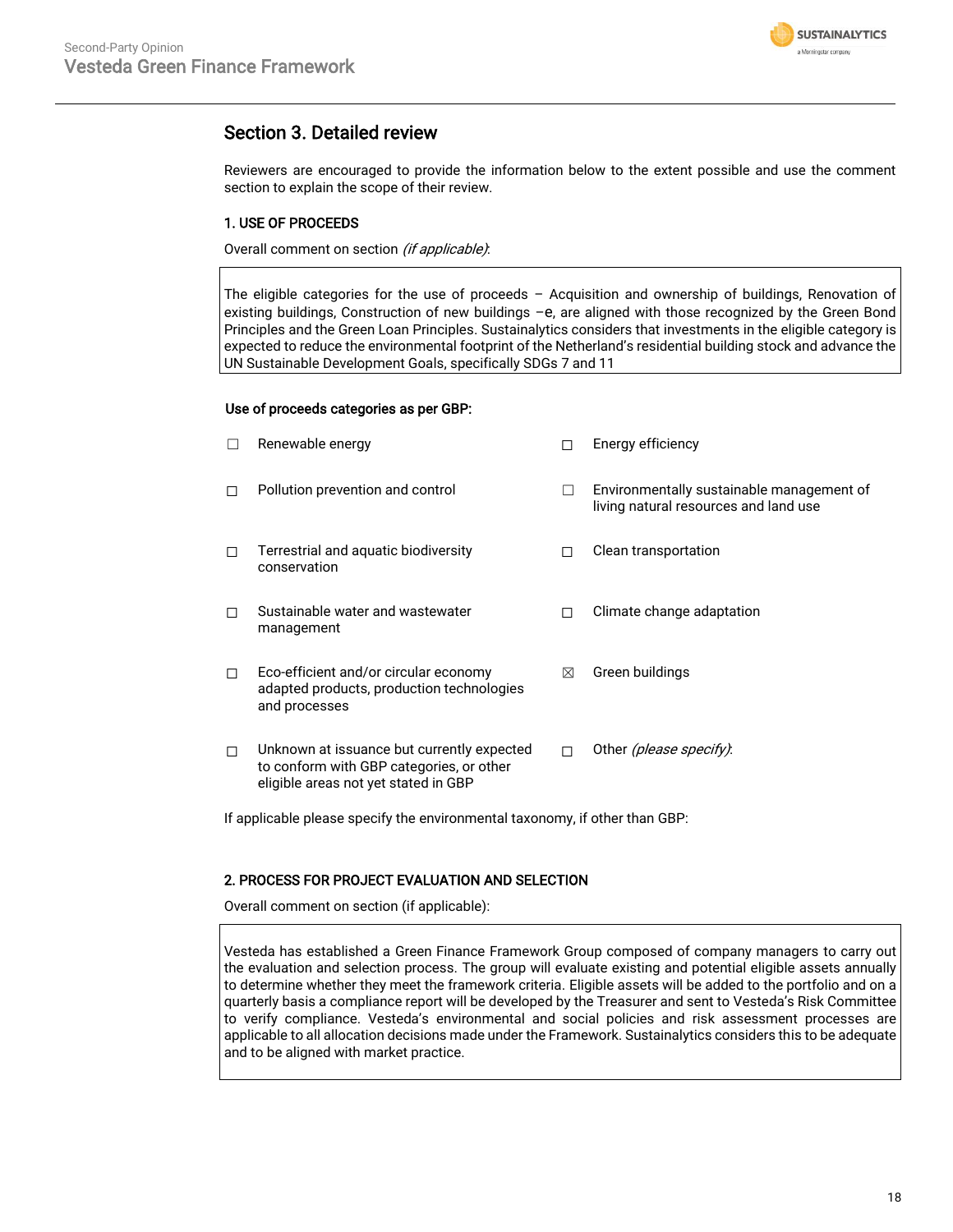## Section 3. Detailed review

Reviewers are encouraged to provide the information below to the extent possible and use the comment section to explain the scope of their review.

### 1. USE OF PROCEEDS

Overall comment on section *(if applicable)*:

> The eligible categories for the use of proceeds – Acquisition and ownership of buildings, Renovation of existing buildings, Construction of new buildings –e, are aligned with those recognized by the Green Bond Principles and the Green Loan Principles. Sustainalytics considers that investments in the eligible category is expected to reduce the environmental footprint of the Netherland's residential building stock and advance the UN Sustainable Development Goals, specifically SDGs 7 and 11

**Use of proceeds categories as per GBP:**

- ☐ Renewable energy
- ☐ Energy efficiency
- ☐ Pollution prevention and control
- ☐ Environmentally sustainable management of living natural resources and land use
- ☐ Terrestrial and aquatic biodiversity conservation
- ☐ Clean transportation
- ☐ Sustainable water and wastewater management
- ☐ Climate change adaptation
- ☐ Eco-efficient and/or circular economy adapted products, production technologies and processes
- ☒ Green buildings
- ☐ Unknown at issuance but currently expected to conform with GBP categories, or other eligible areas not yet stated in GBP
- ☐ Other *(please specify)*:

If applicable please specify the environmental taxonomy, if other than GBP:

### 2. PROCESS FOR PROJECT EVALUATION AND SELECTION

Overall comment on section (if applicable):

> Vesteda has established a Green Finance Framework Group composed of company managers to carry out the evaluation and selection process. The group will evaluate existing and potential eligible assets annually to determine whether they meet the framework criteria. Eligible assets will be added to the portfolio and on a quarterly basis a compliance report will be developed by the Treasurer and sent to Vesteda's Risk Committee to verify compliance. Vesteda's environmental and social policies and risk assessment processes are applicable to all allocation decisions made under the Framework. Sustainalytics considers this to be adequate and to be aligned with market practice.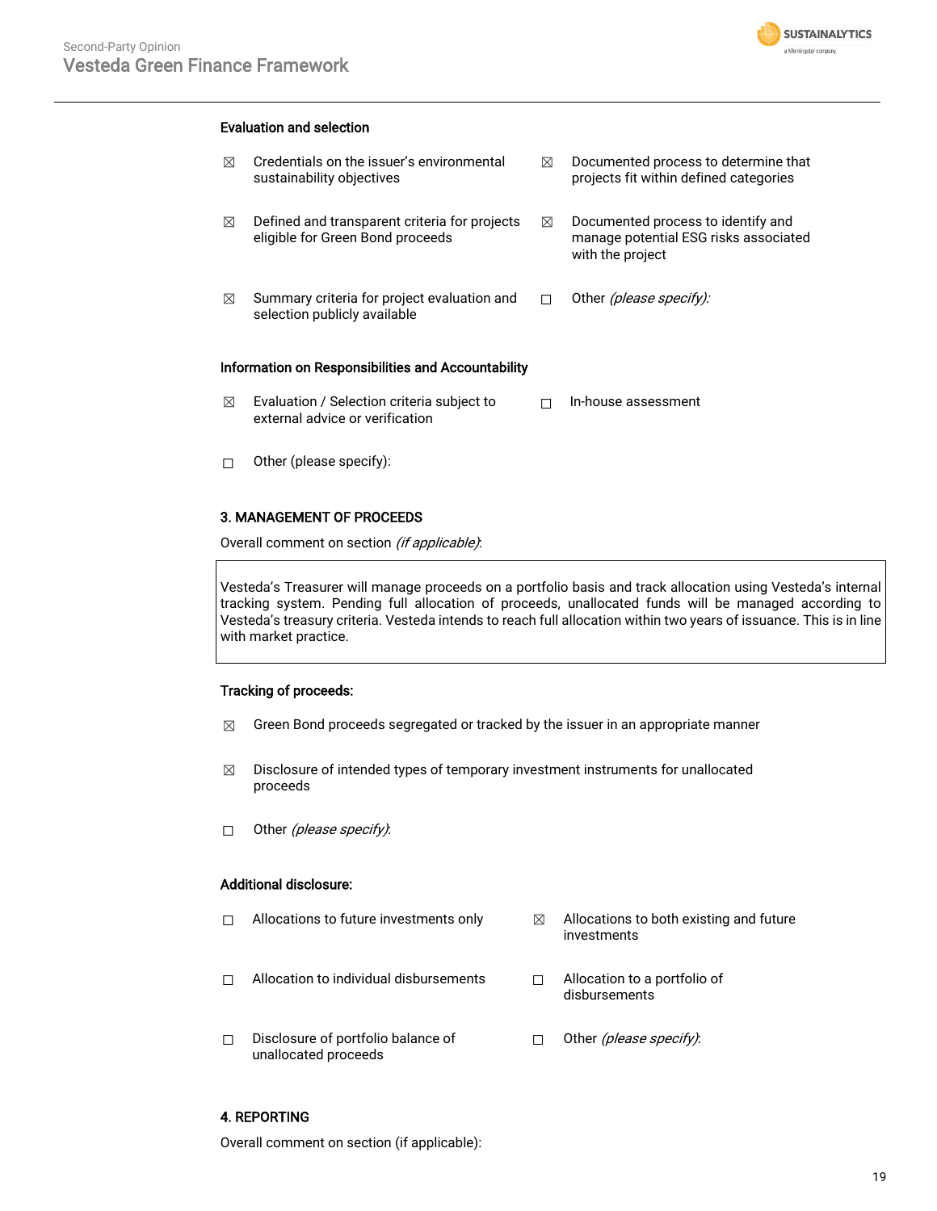**Evaluation and selection**

- ☒ Credentials on the issuer's environmental sustainability objectives
- ☒ Documented process to determine that projects fit within defined categories
- ☒ Defined and transparent criteria for projects eligible for Green Bond proceeds
- ☒ Documented process to identify and manage potential ESG risks associated with the project
- ☒ Summary criteria for project evaluation and selection publicly available
- ☐ Other *(please specify):*

**Information on Responsibilities and Accountability**

- ☒ Evaluation / Selection criteria subject to external advice or verification
- ☐ In-house assessment
- ☐ Other (please specify):

**3. MANAGEMENT OF PROCEEDS**

Overall comment on section *(if applicable)*:

| Vesteda's Treasurer will manage proceeds on a portfolio basis and track allocation using Vesteda's internal tracking system. Pending full allocation of proceeds, unallocated funds will be managed according to Vesteda's treasury criteria. Vesteda intends to reach full allocation within two years of issuance. This is in line with market practice. |
|---|

**Tracking of proceeds:**

- ☒ Green Bond proceeds segregated or tracked by the issuer in an appropriate manner
- ☒ Disclosure of intended types of temporary investment instruments for unallocated proceeds
- ☐ Other *(please specify)*:

**Additional disclosure:**

- ☐ Allocations to future investments only
- ☒ Allocations to both existing and future investments
- ☐ Allocation to individual disbursements
- ☐ Allocation to a portfolio of disbursements
- ☐ Disclosure of portfolio balance of unallocated proceeds
- ☐ Other *(please specify)*:

**4. REPORTING**

Overall comment on section (if applicable):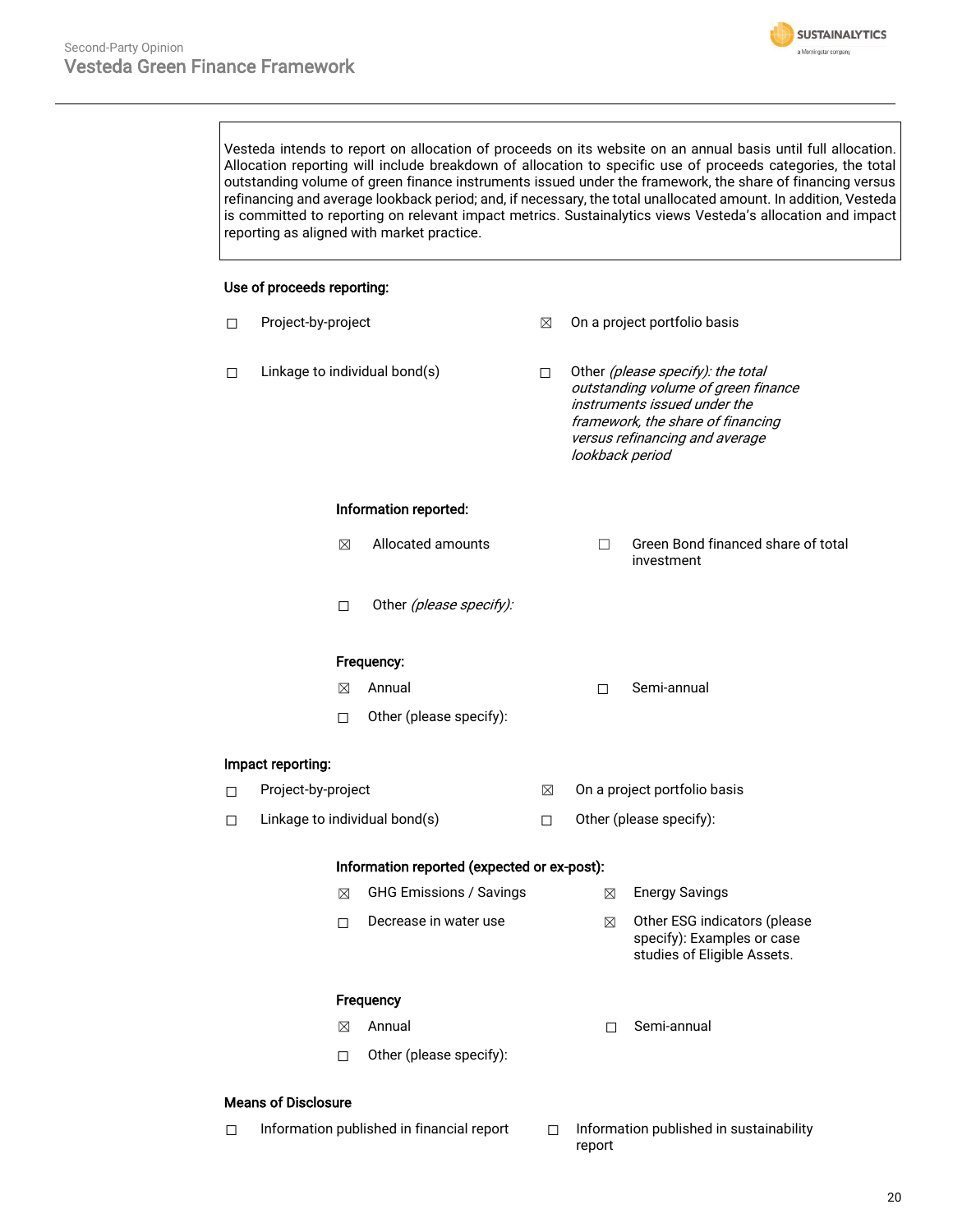Vesteda intends to report on allocation of proceeds on its website on an annual basis until full allocation. Allocation reporting will include breakdown of allocation to specific use of proceeds categories, the total outstanding volume of green finance instruments issued under the framework, the share of financing versus refinancing and average lookback period; and, if necessary, the total unallocated amount. In addition, Vesteda is committed to reporting on relevant impact metrics. Sustainalytics views Vesteda's allocation and impact reporting as aligned with market practice.

**Use of proceeds reporting:**

- ☐ Project-by-project
- ☒ On a project portfolio basis
- ☐ Linkage to individual bond(s)
- ☐ Other *(please specify): the total outstanding volume of green finance instruments issued under the framework, the share of financing versus refinancing and average lookback period*

**Information reported:**

- ☒ Allocated amounts
- ☐ Green Bond financed share of total investment
- ☐ Other *(please specify):*

**Frequency:**

- ☒ Annual
- ☐ Semi-annual
- ☐ Other (please specify):

**Impact reporting:**

- ☐ Project-by-project
- ☒ On a project portfolio basis
- ☐ Linkage to individual bond(s)
- ☐ Other (please specify):

**Information reported (expected or ex-post):**

- ☒ GHG Emissions / Savings
- ☒ Energy Savings
- ☐ Decrease in water use
- ☒ Other ESG indicators (please specify): Examples or case studies of Eligible Assets.

**Frequency**

- ☒ Annual
- ☐ Semi-annual
- ☐ Other (please specify):

**Means of Disclosure**

- ☐ Information published in financial report
- ☐ Information published in sustainability report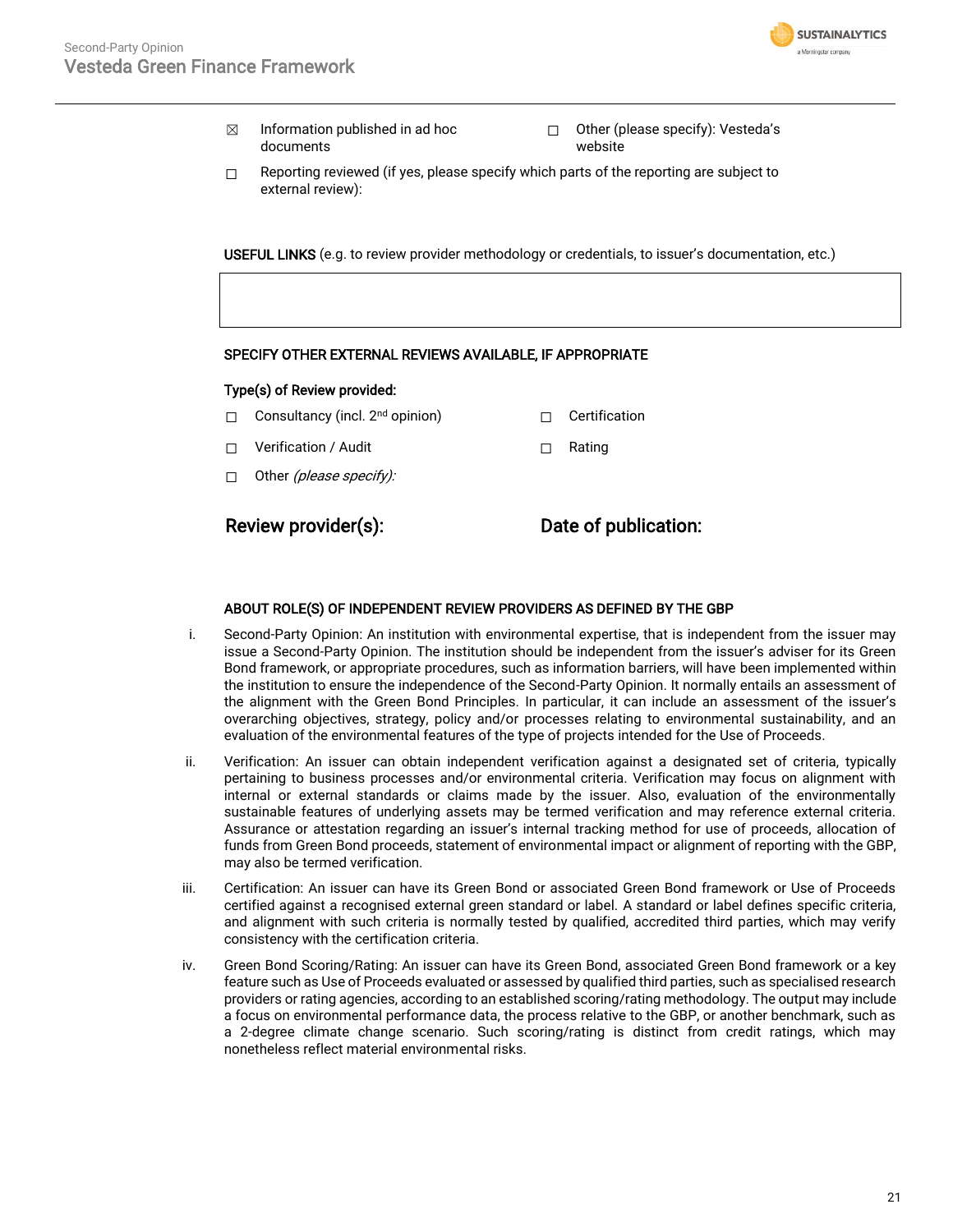☒ Information published in ad hoc documents

☐ Other (please specify): Vesteda's website

☐ Reporting reviewed (if yes, please specify which parts of the reporting are subject to external review):

**USEFUL LINKS** (e.g. to review provider methodology or credentials, to issuer's documentation, etc.)

| |
|---|
| |

**SPECIFY OTHER EXTERNAL REVIEWS AVAILABLE, IF APPROPRIATE**

**Type(s) of Review provided:**

☐ Consultancy (incl. 2nd opinion)

☐ Certification

☐ Verification / Audit

☐ Rating

☐ Other *(please specify):*

**Review provider(s):**

**Date of publication:**

**ABOUT ROLE(S) OF INDEPENDENT REVIEW PROVIDERS AS DEFINED BY THE GBP**

i. Second-Party Opinion: An institution with environmental expertise, that is independent from the issuer may issue a Second-Party Opinion. The institution should be independent from the issuer's adviser for its Green Bond framework, or appropriate procedures, such as information barriers, will have been implemented within the institution to ensure the independence of the Second-Party Opinion. It normally entails an assessment of the alignment with the Green Bond Principles. In particular, it can include an assessment of the issuer's overarching objectives, strategy, policy and/or processes relating to environmental sustainability, and an evaluation of the environmental features of the type of projects intended for the Use of Proceeds.

ii. Verification: An issuer can obtain independent verification against a designated set of criteria, typically pertaining to business processes and/or environmental criteria. Verification may focus on alignment with internal or external standards or claims made by the issuer. Also, evaluation of the environmentally sustainable features of underlying assets may be termed verification and may reference external criteria. Assurance or attestation regarding an issuer's internal tracking method for use of proceeds, allocation of funds from Green Bond proceeds, statement of environmental impact or alignment of reporting with the GBP, may also be termed verification.

iii. Certification: An issuer can have its Green Bond or associated Green Bond framework or Use of Proceeds certified against a recognised external green standard or label. A standard or label defines specific criteria, and alignment with such criteria is normally tested by qualified, accredited third parties, which may verify consistency with the certification criteria.

iv. Green Bond Scoring/Rating: An issuer can have its Green Bond, associated Green Bond framework or a key feature such as Use of Proceeds evaluated or assessed by qualified third parties, such as specialised research providers or rating agencies, according to an established scoring/rating methodology. The output may include a focus on environmental performance data, the process relative to the GBP, or another benchmark, such as a 2-degree climate change scenario. Such scoring/rating is distinct from credit ratings, which may nonetheless reflect material environmental risks.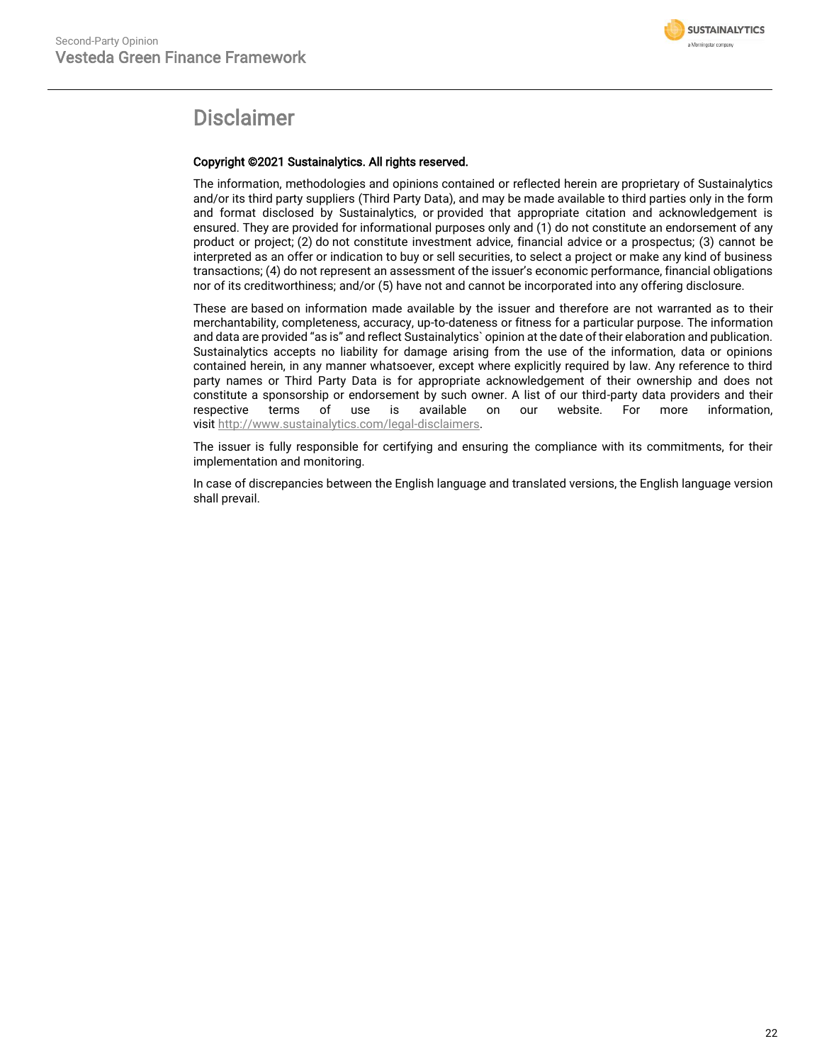# Disclaimer

**Copyright ©2021 Sustainalytics. All rights reserved.**

The information, methodologies and opinions contained or reflected herein are proprietary of Sustainalytics and/or its third party suppliers (Third Party Data), and may be made available to third parties only in the form and format disclosed by Sustainalytics, or provided that appropriate citation and acknowledgement is ensured. They are provided for informational purposes only and (1) do not constitute an endorsement of any product or project; (2) do not constitute investment advice, financial advice or a prospectus; (3) cannot be interpreted as an offer or indication to buy or sell securities, to select a project or make any kind of business transactions; (4) do not represent an assessment of the issuer's economic performance, financial obligations nor of its creditworthiness; and/or (5) have not and cannot be incorporated into any offering disclosure.

These are based on information made available by the issuer and therefore are not warranted as to their merchantability, completeness, accuracy, up-to-dateness or fitness for a particular purpose. The information and data are provided "as is" and reflect Sustainalytics` opinion at the date of their elaboration and publication. Sustainalytics accepts no liability for damage arising from the use of the information, data or opinions contained herein, in any manner whatsoever, except where explicitly required by law. Any reference to third party names or Third Party Data is for appropriate acknowledgement of their ownership and does not constitute a sponsorship or endorsement by such owner. A list of our third-party data providers and their respective terms of use is available on our website. For more information, visit http://www.sustainalytics.com/legal-disclaimers.

The issuer is fully responsible for certifying and ensuring the compliance with its commitments, for their implementation and monitoring.

In case of discrepancies between the English language and translated versions, the English language version shall prevail.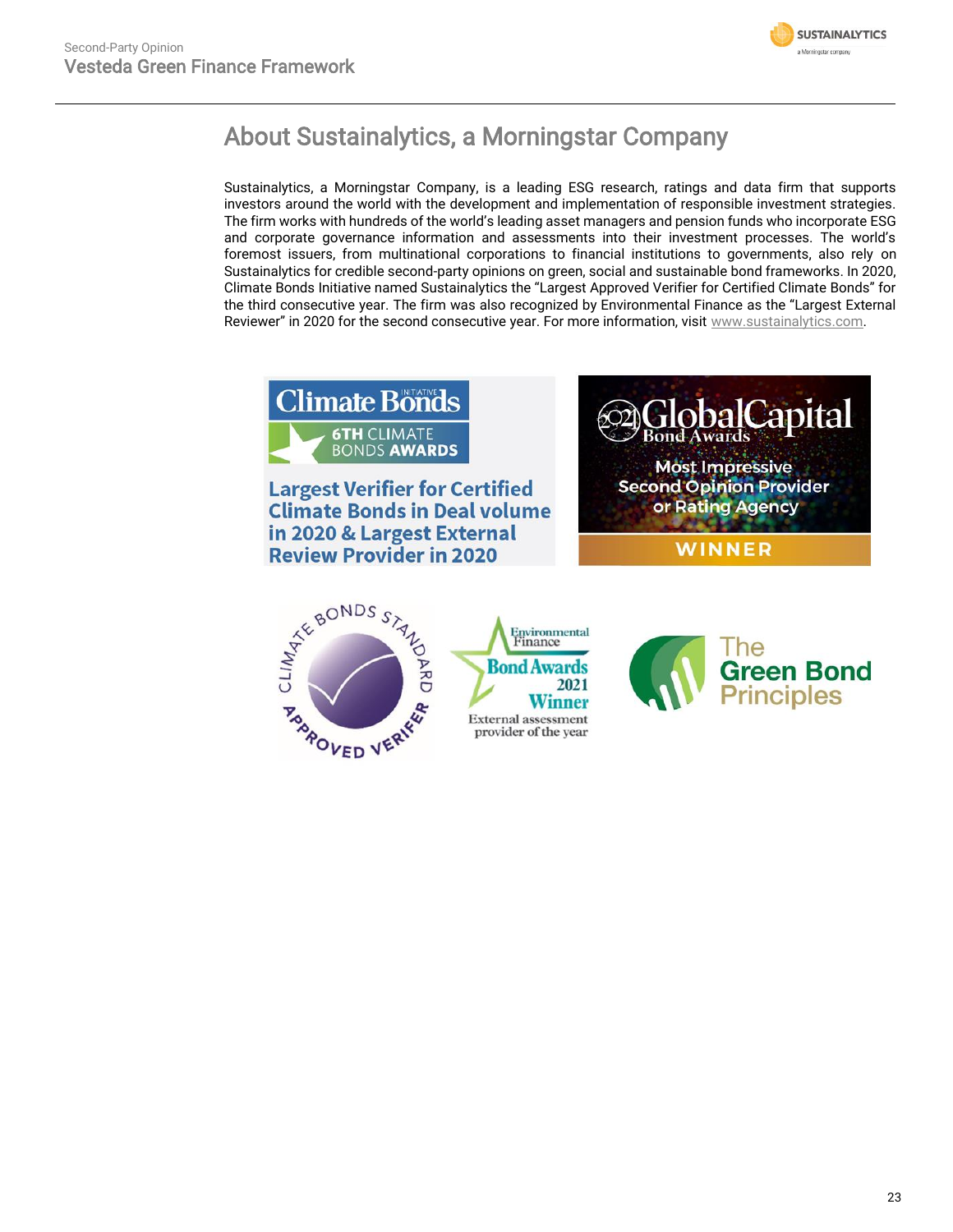## About Sustainalytics, a Morningstar Company

Sustainalytics, a Morningstar Company, is a leading ESG research, ratings and data firm that supports investors around the world with the development and implementation of responsible investment strategies. The firm works with hundreds of the world's leading asset managers and pension funds who incorporate ESG and corporate governance information and assessments into their investment processes. The world's foremost issuers, from multinational corporations to financial institutions to governments, also rely on Sustainalytics for credible second-party opinions on green, social and sustainable bond frameworks. In 2020, Climate Bonds Initiative named Sustainalytics the "Largest Approved Verifier for Certified Climate Bonds" for the third consecutive year. The firm was also recognized by Environmental Finance as the "Largest External Reviewer" in 2020 for the second consecutive year. For more information, visit www.sustainalytics.com.

Climate Bonds Initiative
6TH CLIMATE BONDS AWARDS
Largest Verifier for Certified Climate Bonds in Deal volume in 2020 & Largest External Review Provider in 2020

2021 GlobalCapital Bond Awards
Most Impressive Second Opinion Provider or Rating Agency
WINNER

CLIMATE BONDS STANDARD APPROVED VERIFIER

Environmental Finance Bond Awards 2021 Winner
External assessment provider of the year

The Green Bond Principles